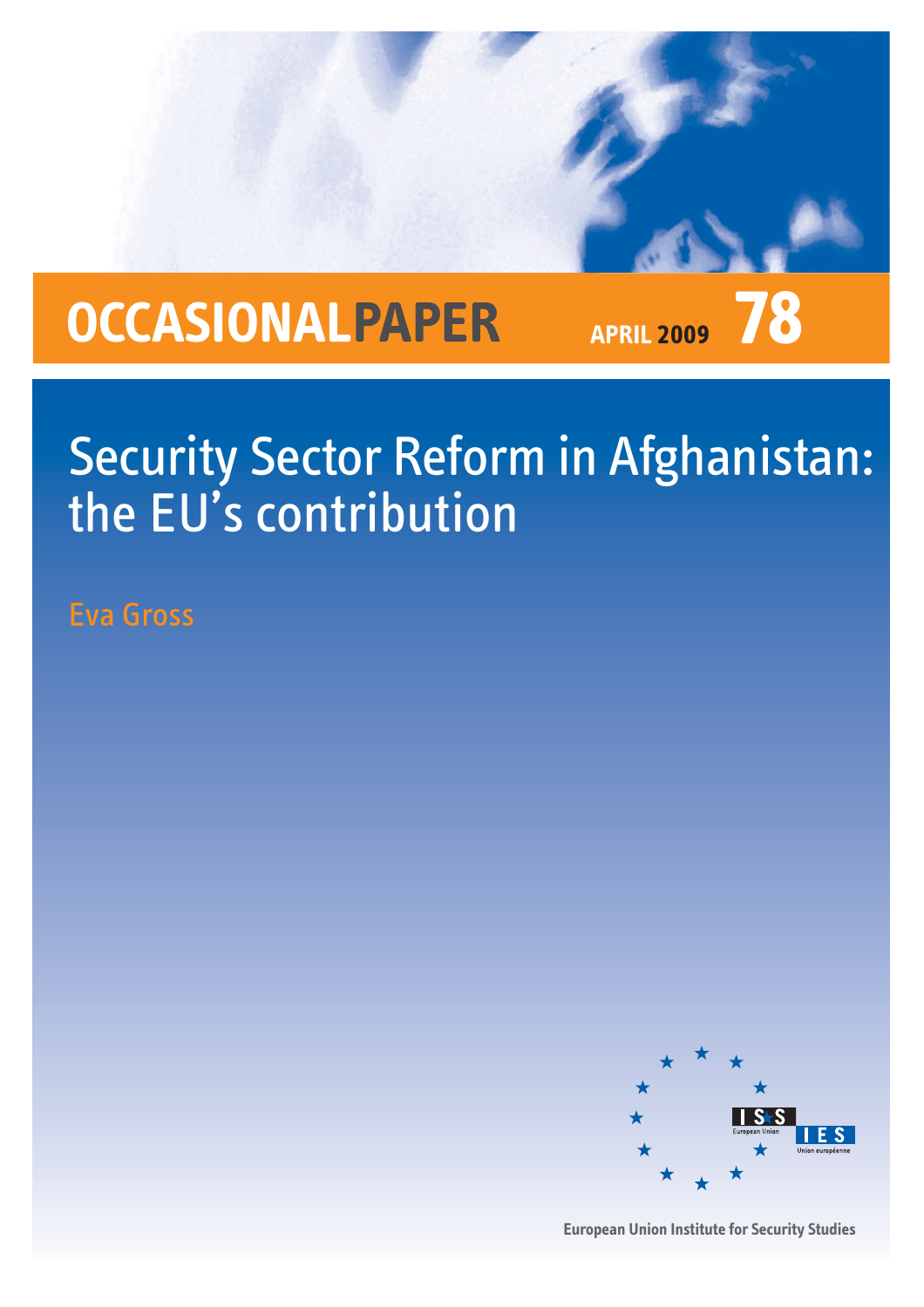OCCASIONAL**PAPER** APRIL 2009 **78**

# Security Sector Reform in Afghanistan: the EU's contribution

Eva Gross

ISS European Union
IES Union européenne

**European Union Institute for Security Studies**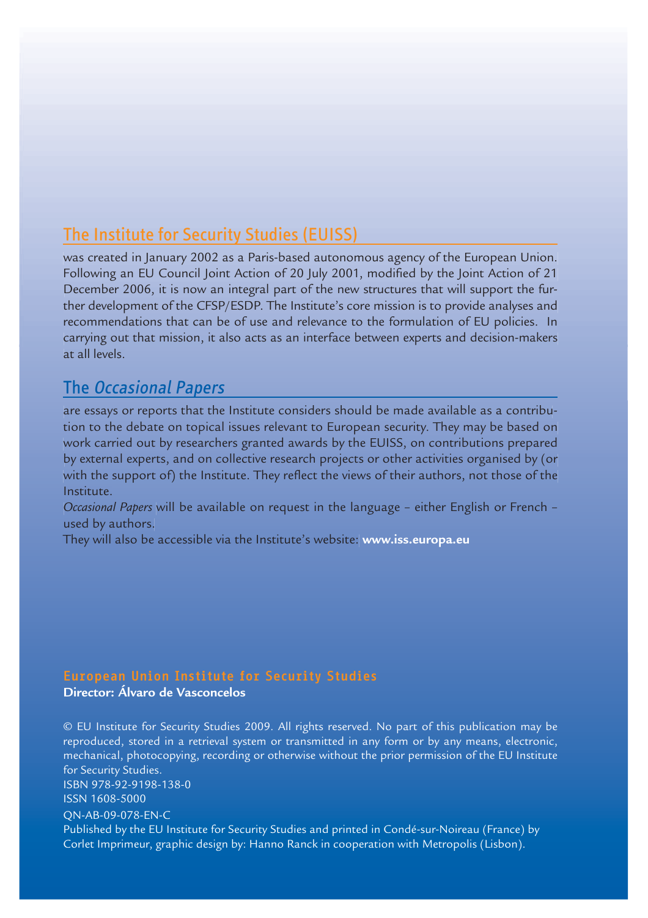## The Institute for Security Studies (EUISS)

was created in January 2002 as a Paris-based autonomous agency of the European Union. Following an EU Council Joint Action of 20 July 2001, modified by the Joint Action of 21 December 2006, it is now an integral part of the new structures that will support the further development of the CFSP/ESDP. The Institute's core mission is to provide analyses and recommendations that can be of use and relevance to the formulation of EU policies. In carrying out that mission, it also acts as an interface between experts and decision-makers at all levels.

## The *Occasional Papers*

are essays or reports that the Institute considers should be made available as a contribution to the debate on topical issues relevant to European security. They may be based on work carried out by researchers granted awards by the EUISS, on contributions prepared by external experts, and on collective research projects or other activities organised by (or with the support of) the Institute. They reflect the views of their authors, not those of the Institute.

*Occasional Papers* will be available on request in the language – either English or French – used by authors.

They will also be accessible via the Institute's website: **www.iss.europa.eu**

**European Union Institute for Security Studies**
**Director: Álvaro de Vasconcelos**

© EU Institute for Security Studies 2009. All rights reserved. No part of this publication may be reproduced, stored in a retrieval system or transmitted in any form or by any means, electronic, mechanical, photocopying, recording or otherwise without the prior permission of the EU Institute for Security Studies.
ISBN 978-92-9198-138-0
ISSN 1608-5000
QN-AB-09-078-EN-C
Published by the EU Institute for Security Studies and printed in Condé-sur-Noireau (France) by Corlet Imprimeur, graphic design by: Hanno Ranck in cooperation with Metropolis (Lisbon).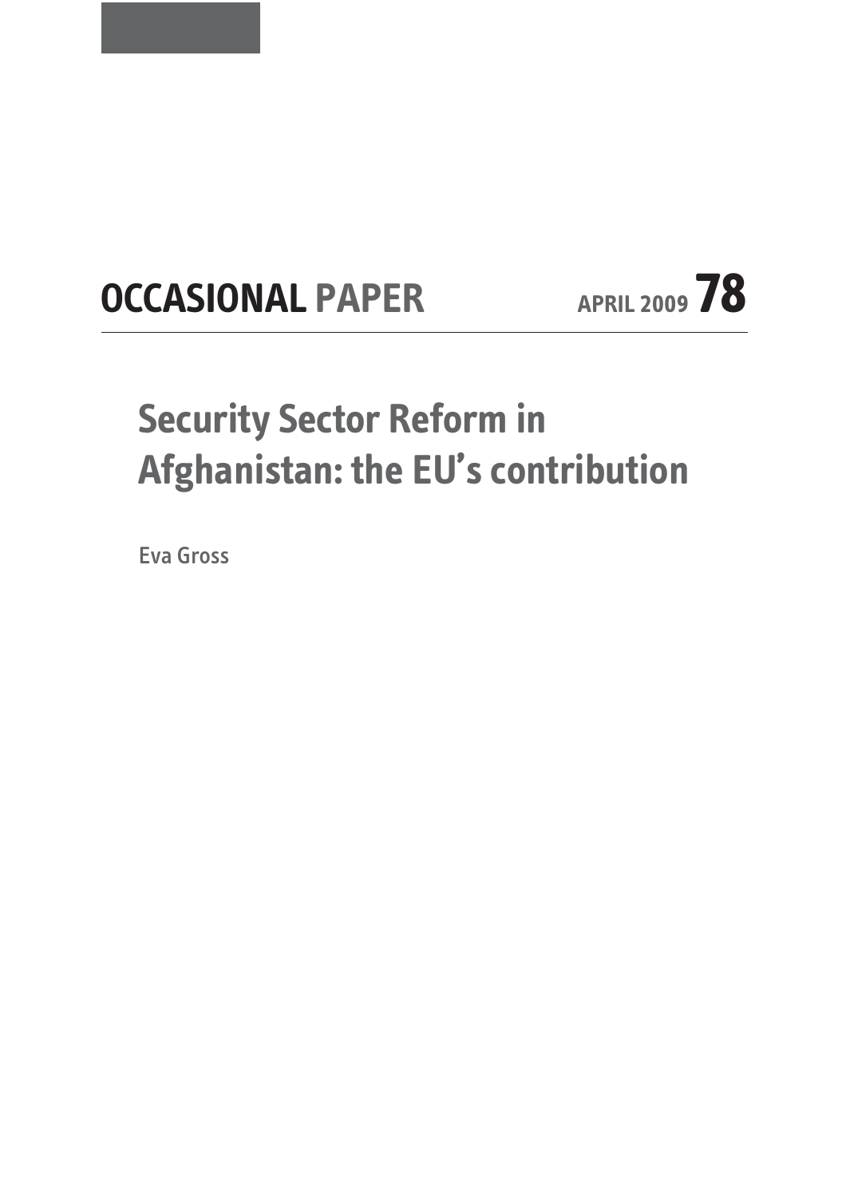**OCCASIONAL PAPER** APRIL 2009 **78**

# Security Sector Reform in Afghanistan: the EU's contribution

Eva Gross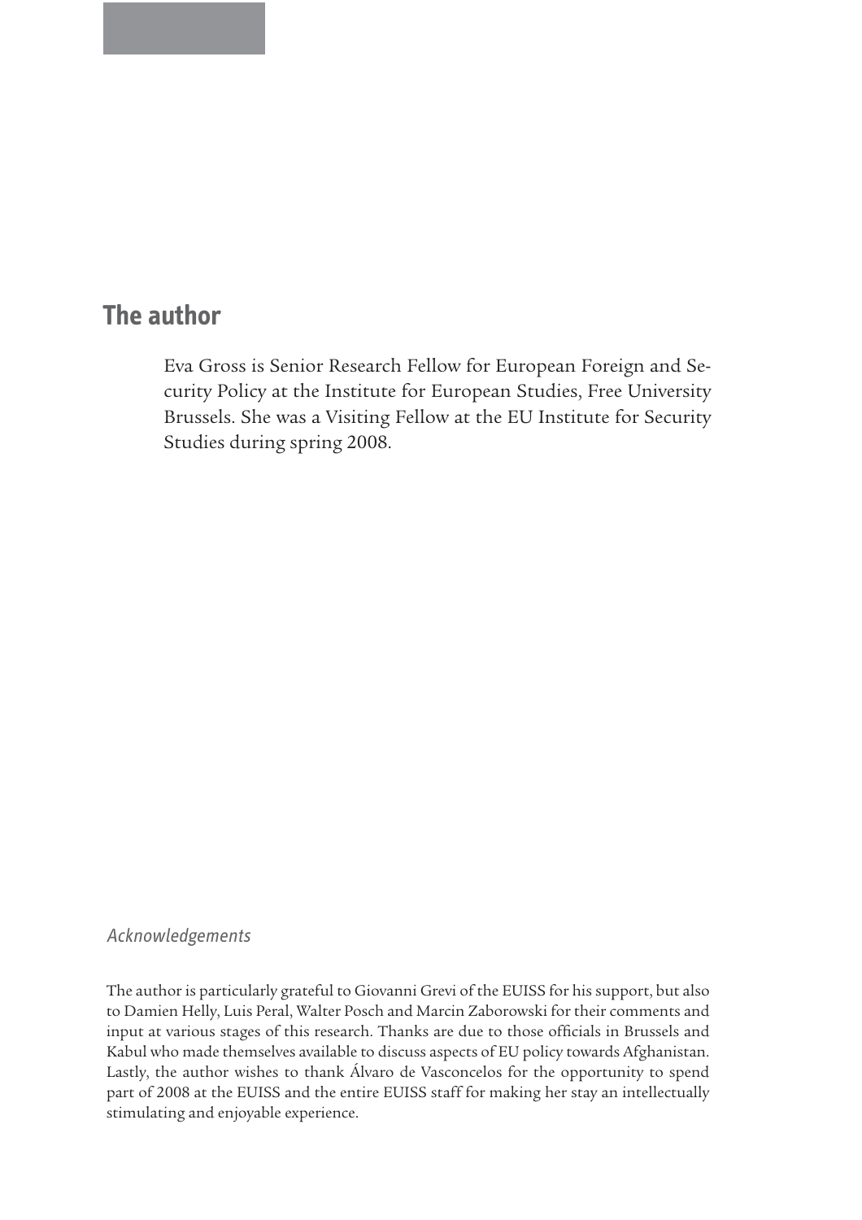## The author

Eva Gross is Senior Research Fellow for European Foreign and Security Policy at the Institute for European Studies, Free University Brussels. She was a Visiting Fellow at the EU Institute for Security Studies during spring 2008.

*Acknowledgements*

The author is particularly grateful to Giovanni Grevi of the EUISS for his support, but also to Damien Helly, Luis Peral, Walter Posch and Marcin Zaborowski for their comments and input at various stages of this research. Thanks are due to those officials in Brussels and Kabul who made themselves available to discuss aspects of EU policy towards Afghanistan. Lastly, the author wishes to thank Álvaro de Vasconcelos for the opportunity to spend part of 2008 at the EUISS and the entire EUISS staff for making her stay an intellectually stimulating and enjoyable experience.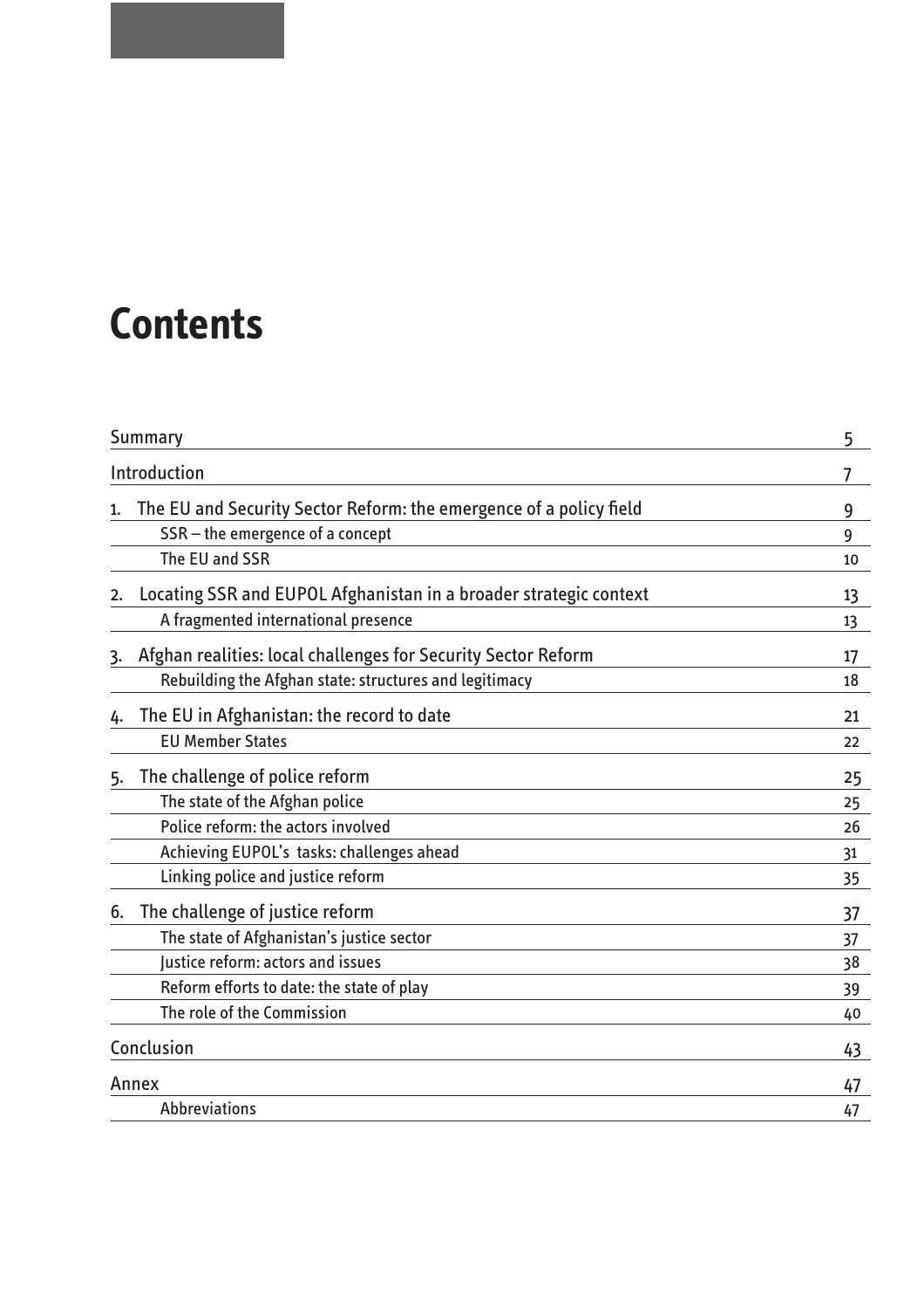# Contents

| | |
|---|---|
| Summary | 5 |
| Introduction | 7 |
| 1. The EU and Security Sector Reform: the emergence of a policy field | 9 |
| SSR – the emergence of a concept | 9 |
| The EU and SSR | 10 |
| 2. Locating SSR and EUPOL Afghanistan in a broader strategic context | 13 |
| A fragmented international presence | 13 |
| 3. Afghan realities: local challenges for Security Sector Reform | 17 |
| Rebuilding the Afghan state: structures and legitimacy | 18 |
| 4. The EU in Afghanistan: the record to date | 21 |
| EU Member States | 22 |
| 5. The challenge of police reform | 25 |
| The state of the Afghan police | 25 |
| Police reform: the actors involved | 26 |
| Achieving EUPOL's tasks: challenges ahead | 31 |
| Linking police and justice reform | 35 |
| 6. The challenge of justice reform | 37 |
| The state of Afghanistan's justice sector | 37 |
| Justice reform: actors and issues | 38 |
| Reform efforts to date: the state of play | 39 |
| The role of the Commission | 40 |
| Conclusion | 43 |
| Annex | 47 |
| Abbreviations | 47 |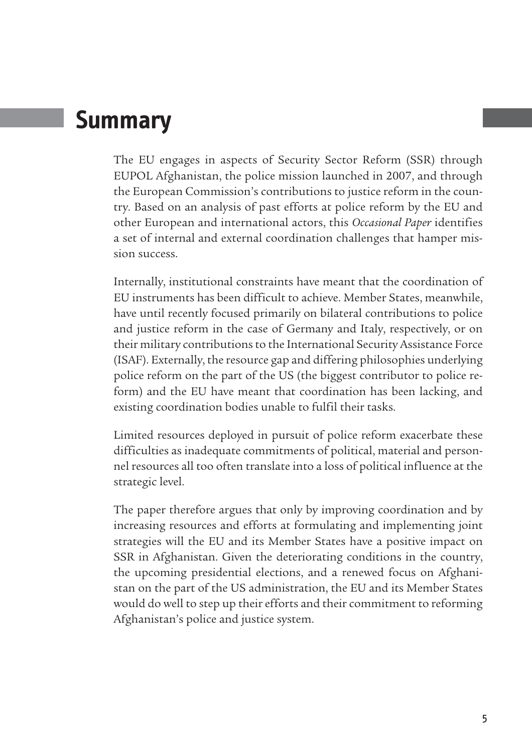# Summary

The EU engages in aspects of Security Sector Reform (SSR) through EUPOL Afghanistan, the police mission launched in 2007, and through the European Commission's contributions to justice reform in the country. Based on an analysis of past efforts at police reform by the EU and other European and international actors, this *Occasional Paper* identifies a set of internal and external coordination challenges that hamper mission success.

Internally, institutional constraints have meant that the coordination of EU instruments has been difficult to achieve. Member States, meanwhile, have until recently focused primarily on bilateral contributions to police and justice reform in the case of Germany and Italy, respectively, or on their military contributions to the International Security Assistance Force (ISAF). Externally, the resource gap and differing philosophies underlying police reform on the part of the US (the biggest contributor to police reform) and the EU have meant that coordination has been lacking, and existing coordination bodies unable to fulfil their tasks.

Limited resources deployed in pursuit of police reform exacerbate these difficulties as inadequate commitments of political, material and personnel resources all too often translate into a loss of political influence at the strategic level.

The paper therefore argues that only by improving coordination and by increasing resources and efforts at formulating and implementing joint strategies will the EU and its Member States have a positive impact on SSR in Afghanistan. Given the deteriorating conditions in the country, the upcoming presidential elections, and a renewed focus on Afghanistan on the part of the US administration, the EU and its Member States would do well to step up their efforts and their commitment to reforming Afghanistan's police and justice system.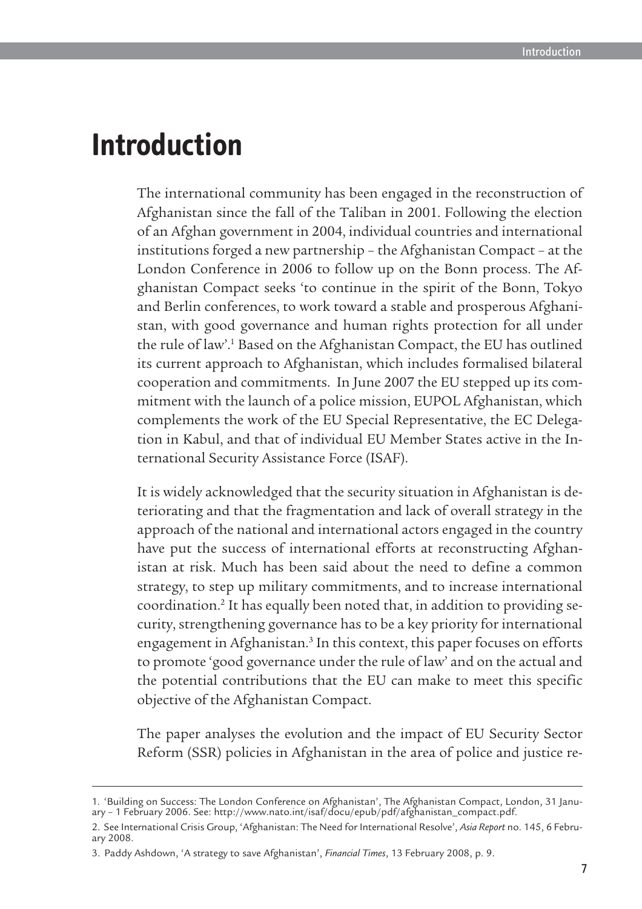# Introduction

The international community has been engaged in the reconstruction of Afghanistan since the fall of the Taliban in 2001. Following the election of an Afghan government in 2004, individual countries and international institutions forged a new partnership – the Afghanistan Compact – at the London Conference in 2006 to follow up on the Bonn process. The Afghanistan Compact seeks 'to continue in the spirit of the Bonn, Tokyo and Berlin conferences, to work toward a stable and prosperous Afghanistan, with good governance and human rights protection for all under the rule of law'.[1] Based on the Afghanistan Compact, the EU has outlined its current approach to Afghanistan, which includes formalised bilateral cooperation and commitments. In June 2007 the EU stepped up its commitment with the launch of a police mission, EUPOL Afghanistan, which complements the work of the EU Special Representative, the EC Delegation in Kabul, and that of individual EU Member States active in the International Security Assistance Force (ISAF).

It is widely acknowledged that the security situation in Afghanistan is deteriorating and that the fragmentation and lack of overall strategy in the approach of the national and international actors engaged in the country have put the success of international efforts at reconstructing Afghanistan at risk. Much has been said about the need to define a common strategy, to step up military commitments, and to increase international coordination.[2] It has equally been noted that, in addition to providing security, strengthening governance has to be a key priority for international engagement in Afghanistan.[3] In this context, this paper focuses on efforts to promote 'good governance under the rule of law' and on the actual and the potential contributions that the EU can make to meet this specific objective of the Afghanistan Compact.

The paper analyses the evolution and the impact of EU Security Sector Reform (SSR) policies in Afghanistan in the area of police and justice re-

---

1. 'Building on Success: The London Conference on Afghanistan', The Afghanistan Compact, London, 31 January – 1 February 2006. See: http://www.nato.int/isaf/docu/epub/pdf/afghanistan_compact.pdf.

2. See International Crisis Group, 'Afghanistan: The Need for International Resolve', *Asia Report* no. 145, 6 February 2008.

3. Paddy Ashdown, 'A strategy to save Afghanistan', *Financial Times*, 13 February 2008, p. 9.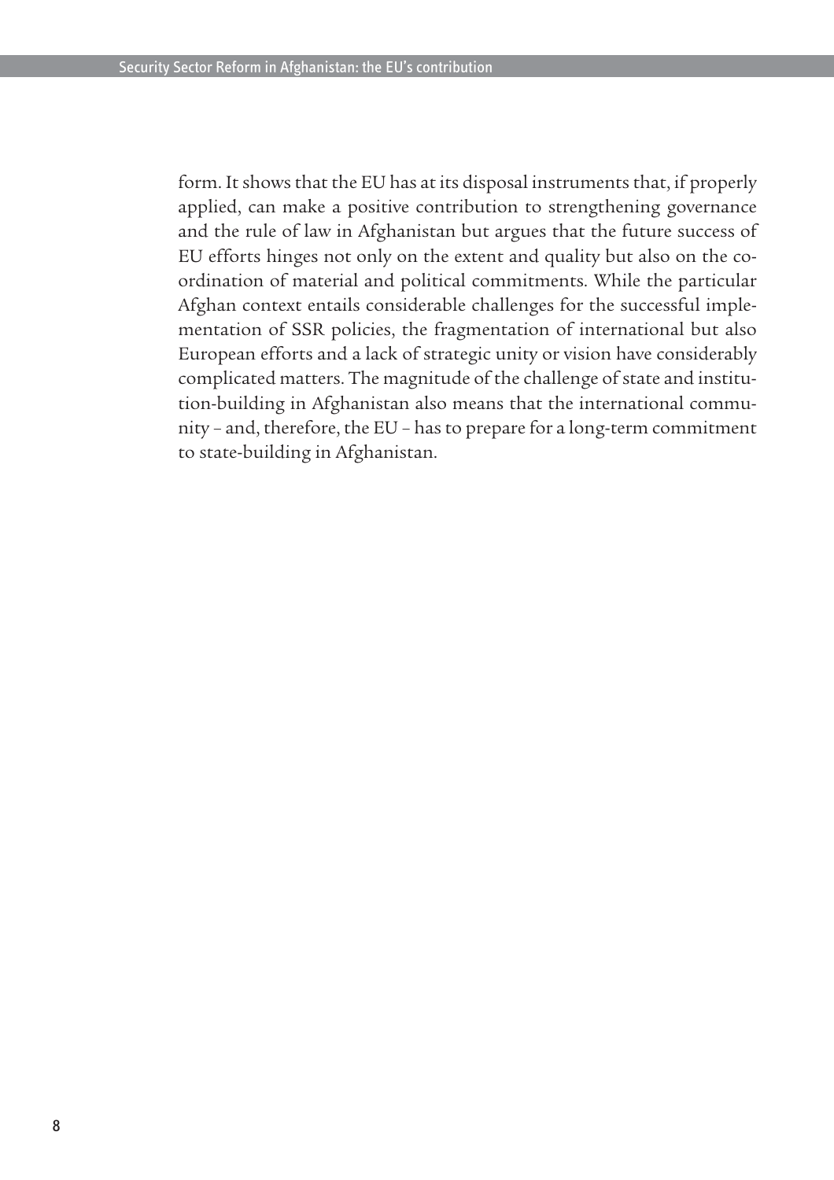form. It shows that the EU has at its disposal instruments that, if properly applied, can make a positive contribution to strengthening governance and the rule of law in Afghanistan but argues that the future success of EU efforts hinges not only on the extent and quality but also on the coordination of material and political commitments. While the particular Afghan context entails considerable challenges for the successful implementation of SSR policies, the fragmentation of international but also European efforts and a lack of strategic unity or vision have considerably complicated matters. The magnitude of the challenge of state and institution-building in Afghanistan also means that the international community – and, therefore, the EU – has to prepare for a long-term commitment to state-building in Afghanistan.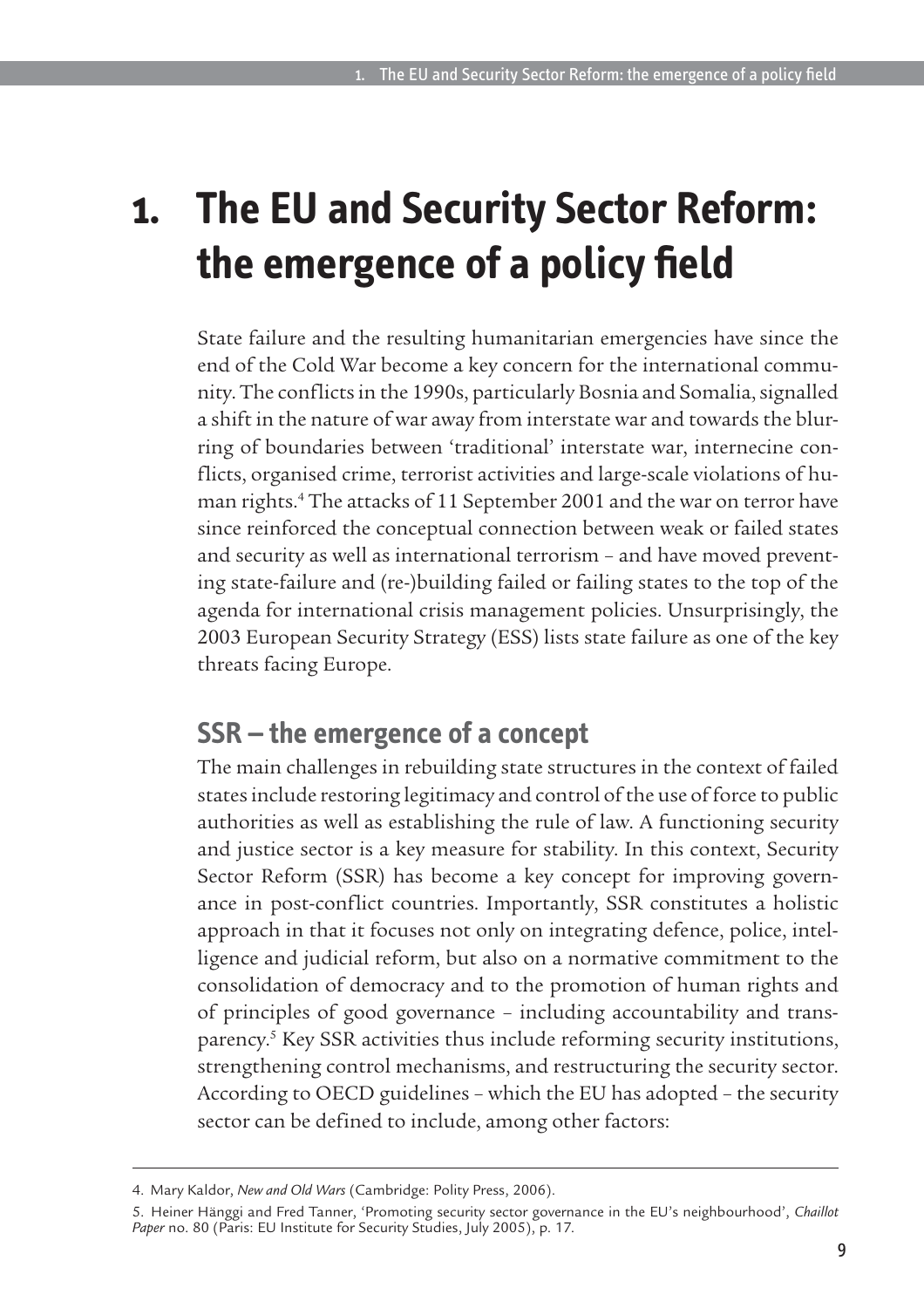# 1. The EU and Security Sector Reform: the emergence of a policy field

State failure and the resulting humanitarian emergencies have since the end of the Cold War become a key concern for the international community. The conflicts in the 1990s, particularly Bosnia and Somalia, signalled a shift in the nature of war away from interstate war and towards the blurring of boundaries between 'traditional' interstate war, internecine conflicts, organised crime, terrorist activities and large-scale violations of human rights.[4] The attacks of 11 September 2001 and the war on terror have since reinforced the conceptual connection between weak or failed states and security as well as international terrorism – and have moved preventing state-failure and (re-)building failed or failing states to the top of the agenda for international crisis management policies. Unsurprisingly, the 2003 European Security Strategy (ESS) lists state failure as one of the key threats facing Europe.

## SSR – the emergence of a concept

The main challenges in rebuilding state structures in the context of failed states include restoring legitimacy and control of the use of force to public authorities as well as establishing the rule of law. A functioning security and justice sector is a key measure for stability. In this context, Security Sector Reform (SSR) has become a key concept for improving governance in post-conflict countries. Importantly, SSR constitutes a holistic approach in that it focuses not only on integrating defence, police, intelligence and judicial reform, but also on a normative commitment to the consolidation of democracy and to the promotion of human rights and of principles of good governance – including accountability and transparency.[5] Key SSR activities thus include reforming security institutions, strengthening control mechanisms, and restructuring the security sector. According to OECD guidelines – which the EU has adopted – the security sector can be defined to include, among other factors:

---

4. Mary Kaldor, *New and Old Wars* (Cambridge: Polity Press, 2006).

5. Heiner Hänggi and Fred Tanner, 'Promoting security sector governance in the EU's neighbourhood', *Chaillot Paper* no. 80 (Paris: EU Institute for Security Studies, July 2005), p. 17.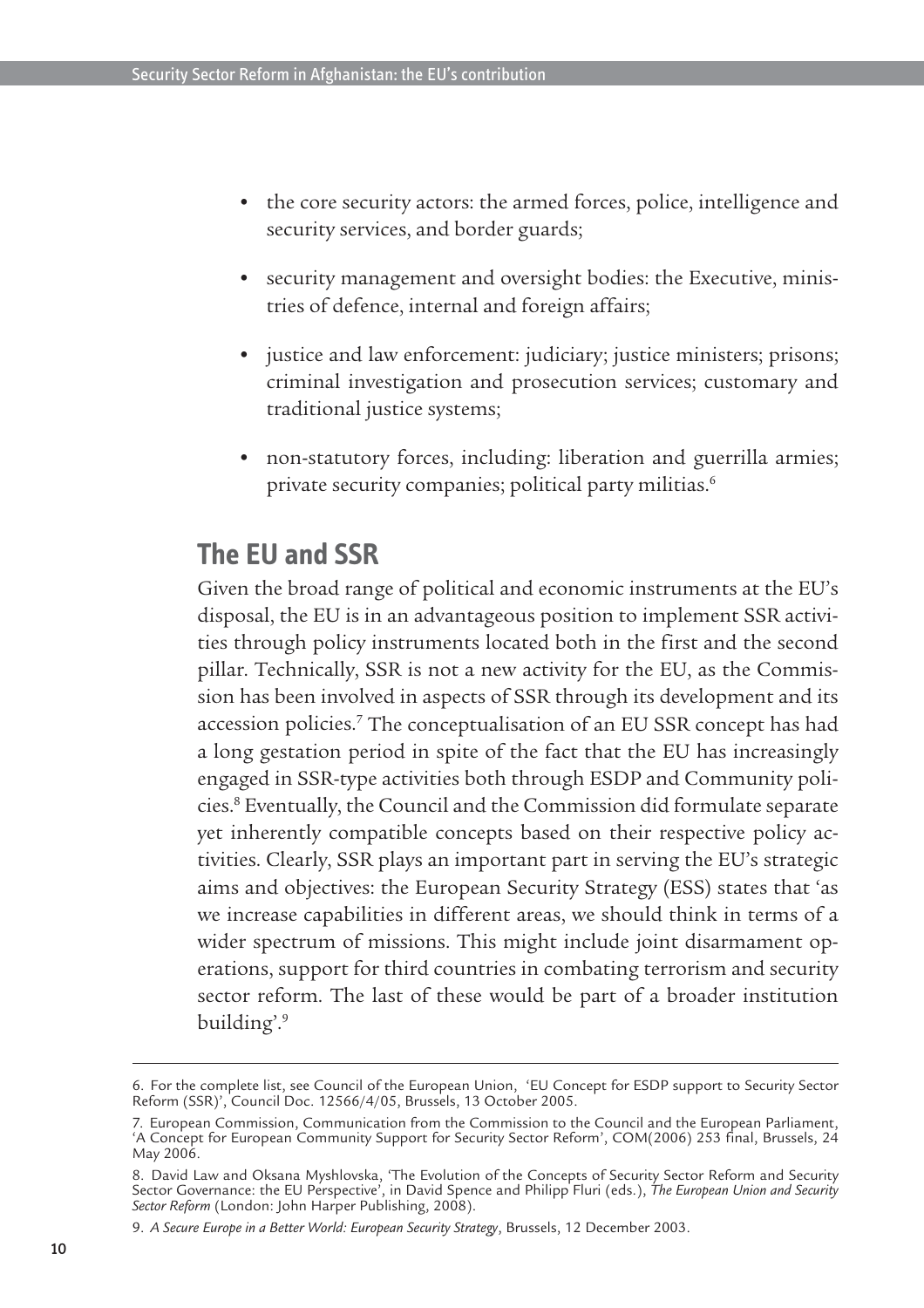- the core security actors: the armed forces, police, intelligence and security services, and border guards;
- security management and oversight bodies: the Executive, ministries of defence, internal and foreign affairs;
- justice and law enforcement: judiciary; justice ministers; prisons; criminal investigation and prosecution services; customary and traditional justice systems;
- non-statutory forces, including: liberation and guerrilla armies; private security companies; political party militias.[6]

## The EU and SSR

Given the broad range of political and economic instruments at the EU's disposal, the EU is in an advantageous position to implement SSR activities through policy instruments located both in the first and the second pillar. Technically, SSR is not a new activity for the EU, as the Commission has been involved in aspects of SSR through its development and its accession policies.[7] The conceptualisation of an EU SSR concept has had a long gestation period in spite of the fact that the EU has increasingly engaged in SSR-type activities both through ESDP and Community policies.[8] Eventually, the Council and the Commission did formulate separate yet inherently compatible concepts based on their respective policy activities. Clearly, SSR plays an important part in serving the EU's strategic aims and objectives: the European Security Strategy (ESS) states that 'as we increase capabilities in different areas, we should think in terms of a wider spectrum of missions. This might include joint disarmament operations, support for third countries in combating terrorism and security sector reform. The last of these would be part of a broader institution building'.[9]

---

6. For the complete list, see Council of the European Union, 'EU Concept for ESDP support to Security Sector Reform (SSR)', Council Doc. 12566/4/05, Brussels, 13 October 2005.

7. European Commission, Communication from the Commission to the Council and the European Parliament, 'A Concept for European Community Support for Security Sector Reform', COM(2006) 253 final, Brussels, 24 May 2006.

8. David Law and Oksana Myshlovska, 'The Evolution of the Concepts of Security Sector Reform and Security Sector Governance: the EU Perspective', in David Spence and Philipp Fluri (eds.), *The European Union and Security Sector Reform* (London: John Harper Publishing, 2008).

9. *A Secure Europe in a Better World: European Security Strategy*, Brussels, 12 December 2003.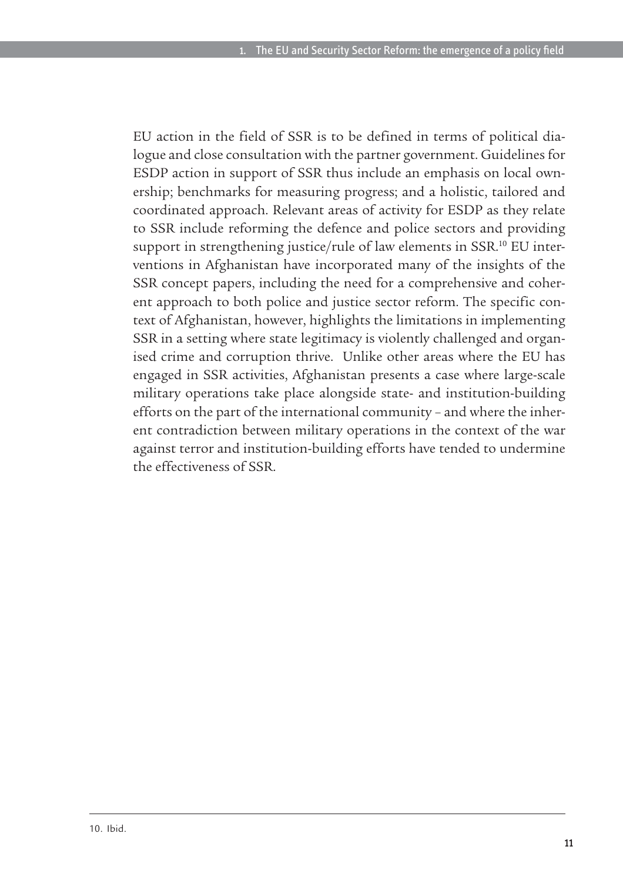EU action in the field of SSR is to be defined in terms of political dialogue and close consultation with the partner government. Guidelines for ESDP action in support of SSR thus include an emphasis on local ownership; benchmarks for measuring progress; and a holistic, tailored and coordinated approach. Relevant areas of activity for ESDP as they relate to SSR include reforming the defence and police sectors and providing support in strengthening justice/rule of law elements in SSR.[10] EU interventions in Afghanistan have incorporated many of the insights of the SSR concept papers, including the need for a comprehensive and coherent approach to both police and justice sector reform. The specific context of Afghanistan, however, highlights the limitations in implementing SSR in a setting where state legitimacy is violently challenged and organised crime and corruption thrive. Unlike other areas where the EU has engaged in SSR activities, Afghanistan presents a case where large-scale military operations take place alongside state- and institution-building efforts on the part of the international community – and where the inherent contradiction between military operations in the context of the war against terror and institution-building efforts have tended to undermine the effectiveness of SSR.

10. Ibid.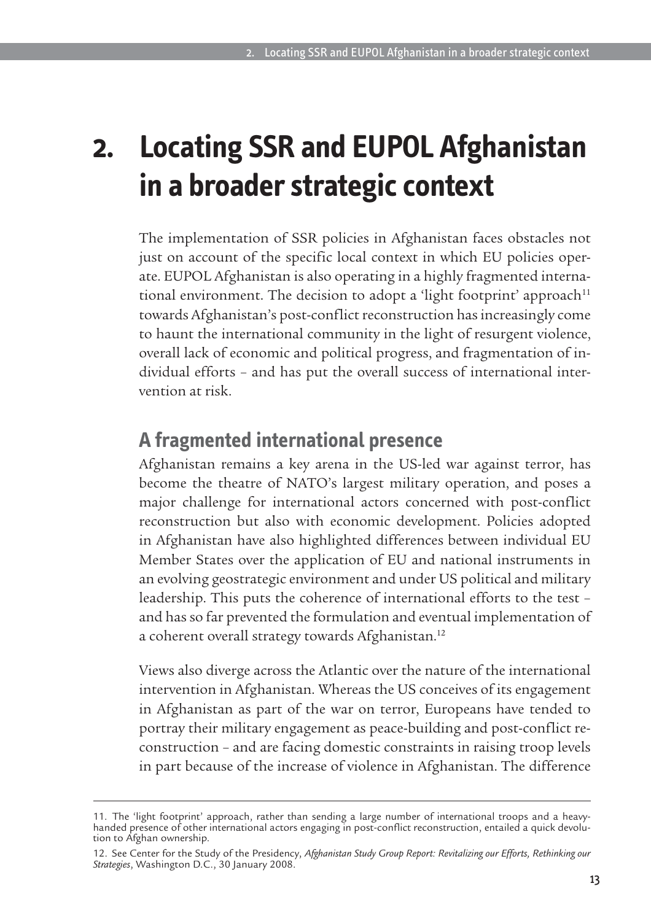# 2. Locating SSR and EUPOL Afghanistan in a broader strategic context

The implementation of SSR policies in Afghanistan faces obstacles not just on account of the specific local context in which EU policies operate. EUPOL Afghanistan is also operating in a highly fragmented international environment. The decision to adopt a 'light footprint' approach[11] towards Afghanistan's post-conflict reconstruction has increasingly come to haunt the international community in the light of resurgent violence, overall lack of economic and political progress, and fragmentation of individual efforts – and has put the overall success of international intervention at risk.

## A fragmented international presence

Afghanistan remains a key arena in the US-led war against terror, has become the theatre of NATO's largest military operation, and poses a major challenge for international actors concerned with post-conflict reconstruction but also with economic development. Policies adopted in Afghanistan have also highlighted differences between individual EU Member States over the application of EU and national instruments in an evolving geostrategic environment and under US political and military leadership. This puts the coherence of international efforts to the test – and has so far prevented the formulation and eventual implementation of a coherent overall strategy towards Afghanistan.[12]

Views also diverge across the Atlantic over the nature of the international intervention in Afghanistan. Whereas the US conceives of its engagement in Afghanistan as part of the war on terror, Europeans have tended to portray their military engagement as peace-building and post-conflict reconstruction – and are facing domestic constraints in raising troop levels in part because of the increase of violence in Afghanistan. The difference

---

11. The 'light footprint' approach, rather than sending a large number of international troops and a heavy-handed presence of other international actors engaging in post-conflict reconstruction, entailed a quick devolution to Afghan ownership.

12. See Center for the Study of the Presidency, *Afghanistan Study Group Report: Revitalizing our Efforts, Rethinking our Strategies*, Washington D.C., 30 January 2008.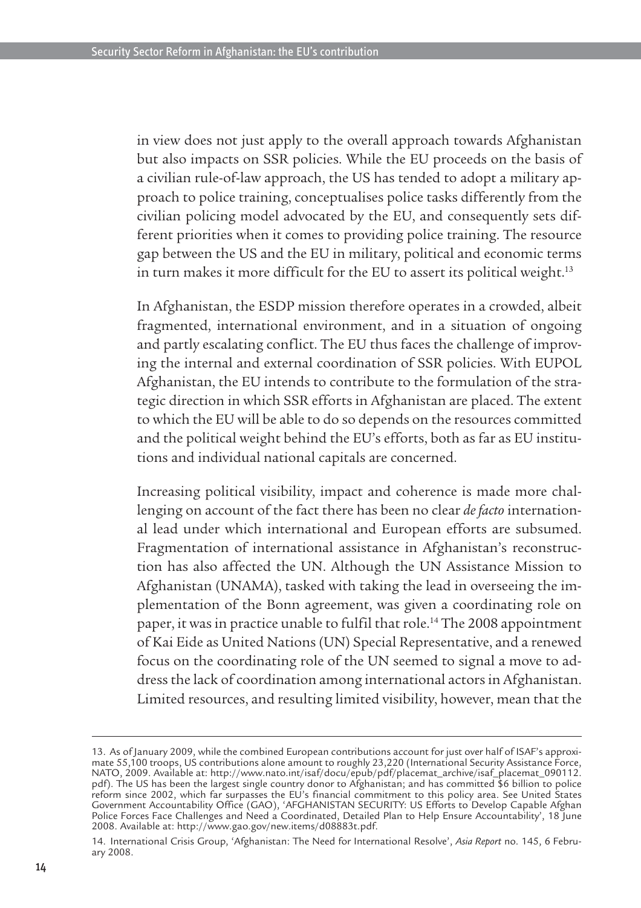in view does not just apply to the overall approach towards Afghanistan but also impacts on SSR policies. While the EU proceeds on the basis of a civilian rule-of-law approach, the US has tended to adopt a military approach to police training, conceptualises police tasks differently from the civilian policing model advocated by the EU, and consequently sets different priorities when it comes to providing police training. The resource gap between the US and the EU in military, political and economic terms in turn makes it more difficult for the EU to assert its political weight.[13]

In Afghanistan, the ESDP mission therefore operates in a crowded, albeit fragmented, international environment, and in a situation of ongoing and partly escalating conflict. The EU thus faces the challenge of improving the internal and external coordination of SSR policies. With EUPOL Afghanistan, the EU intends to contribute to the formulation of the strategic direction in which SSR efforts in Afghanistan are placed. The extent to which the EU will be able to do so depends on the resources committed and the political weight behind the EU's efforts, both as far as EU institutions and individual national capitals are concerned.

Increasing political visibility, impact and coherence is made more challenging on account of the fact there has been no clear *de facto* international lead under which international and European efforts are subsumed. Fragmentation of international assistance in Afghanistan's reconstruction has also affected the UN. Although the UN Assistance Mission to Afghanistan (UNAMA), tasked with taking the lead in overseeing the implementation of the Bonn agreement, was given a coordinating role on paper, it was in practice unable to fulfil that role.[14] The 2008 appointment of Kai Eide as United Nations (UN) Special Representative, and a renewed focus on the coordinating role of the UN seemed to signal a move to address the lack of coordination among international actors in Afghanistan. Limited resources, and resulting limited visibility, however, mean that the

---

13. As of January 2009, while the combined European contributions account for just over half of ISAF's approximate 55,100 troops, US contributions alone amount to roughly 23,220 (International Security Assistance Force, NATO, 2009. Available at: http://www.nato.int/isaf/docu/epub/pdf/placemat_archive/isaf_placemat_090112.pdf). The US has been the largest single country donor to Afghanistan; and has committed $6 billion to police reform since 2002, which far surpasses the EU's financial commitment to this policy area. See United States Government Accountability Office (GAO), 'AFGHANISTAN SECURITY: US Efforts to Develop Capable Afghan Police Forces Face Challenges and Need a Coordinated, Detailed Plan to Help Ensure Accountability', 18 June 2008. Available at: http://www.gao.gov/new.items/d08883t.pdf.

14. International Crisis Group, 'Afghanistan: The Need for International Resolve', *Asia Report* no. 145, 6 February 2008.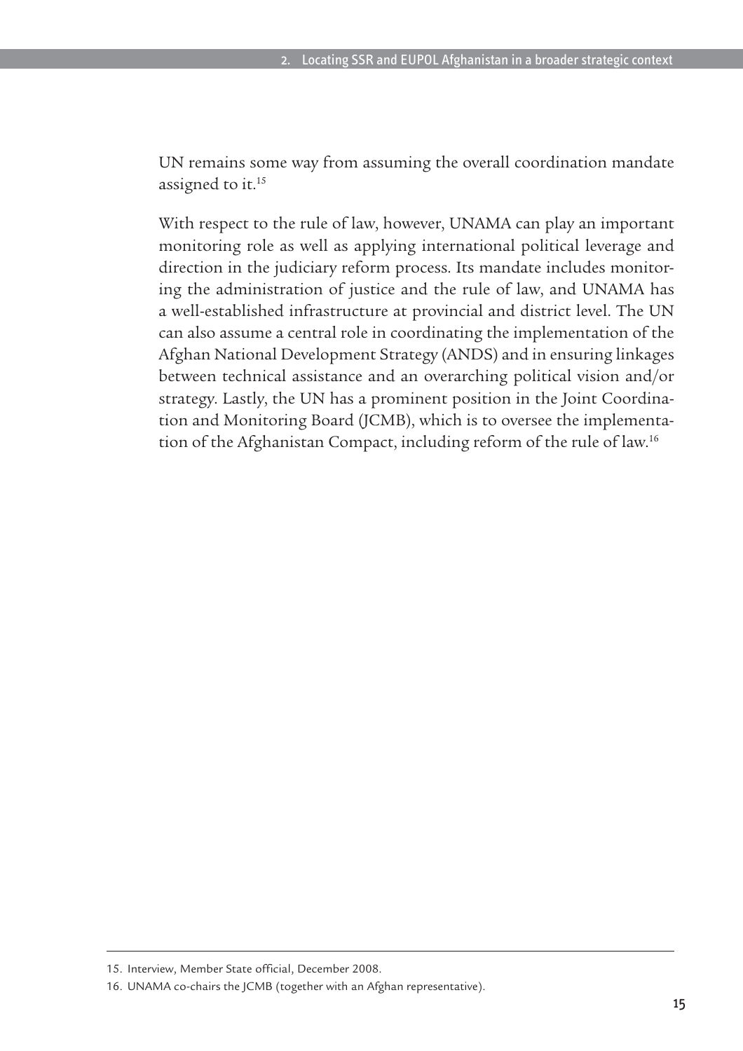UN remains some way from assuming the overall coordination mandate assigned to it.[15]

With respect to the rule of law, however, UNAMA can play an important monitoring role as well as applying international political leverage and direction in the judiciary reform process. Its mandate includes monitoring the administration of justice and the rule of law, and UNAMA has a well-established infrastructure at provincial and district level. The UN can also assume a central role in coordinating the implementation of the Afghan National Development Strategy (ANDS) and in ensuring linkages between technical assistance and an overarching political vision and/or strategy. Lastly, the UN has a prominent position in the Joint Coordination and Monitoring Board (JCMB), which is to oversee the implementation of the Afghanistan Compact, including reform of the rule of law.[16]

---

15. Interview, Member State official, December 2008.

16. UNAMA co-chairs the JCMB (together with an Afghan representative).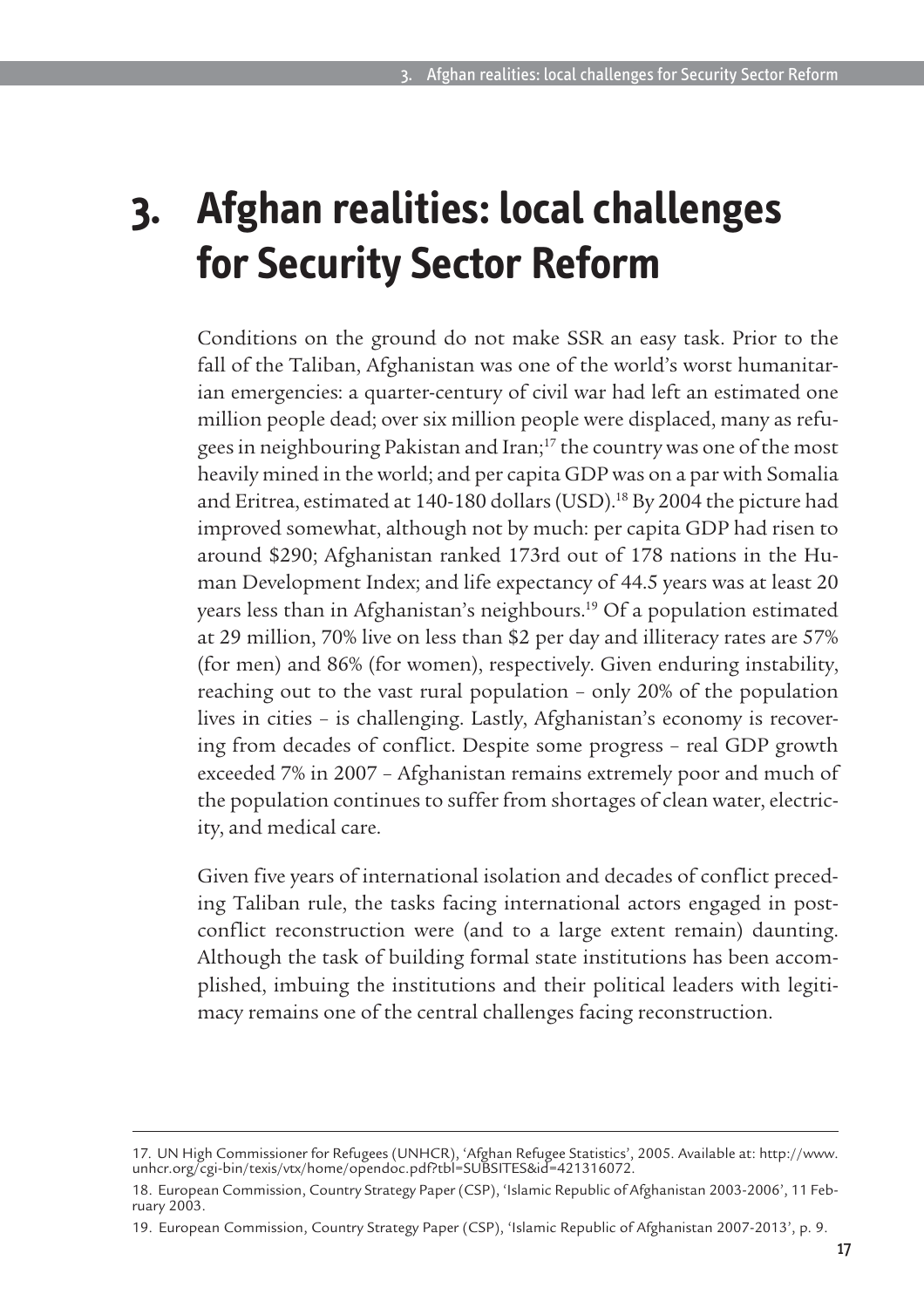# 3. Afghan realities: local challenges for Security Sector Reform

Conditions on the ground do not make SSR an easy task. Prior to the fall of the Taliban, Afghanistan was one of the world's worst humanitarian emergencies: a quarter-century of civil war had left an estimated one million people dead; over six million people were displaced, many as refugees in neighbouring Pakistan and Iran;[17] the country was one of the most heavily mined in the world; and per capita GDP was on a par with Somalia and Eritrea, estimated at 140-180 dollars (USD).[18] By 2004 the picture had improved somewhat, although not by much: per capita GDP had risen to around $290; Afghanistan ranked 173rd out of 178 nations in the Human Development Index; and life expectancy of 44.5 years was at least 20 years less than in Afghanistan's neighbours.[19] Of a population estimated at 29 million, 70% live on less than $2 per day and illiteracy rates are 57% (for men) and 86% (for women), respectively. Given enduring instability, reaching out to the vast rural population – only 20% of the population lives in cities – is challenging. Lastly, Afghanistan's economy is recovering from decades of conflict. Despite some progress – real GDP growth exceeded 7% in 2007 – Afghanistan remains extremely poor and much of the population continues to suffer from shortages of clean water, electricity, and medical care.

Given five years of international isolation and decades of conflict preceding Taliban rule, the tasks facing international actors engaged in post-conflict reconstruction were (and to a large extent remain) daunting. Although the task of building formal state institutions has been accomplished, imbuing the institutions and their political leaders with legitimacy remains one of the central challenges facing reconstruction.

---

17. UN High Commissioner for Refugees (UNHCR), 'Afghan Refugee Statistics', 2005. Available at: http://www.unhcr.org/cgi-bin/texis/vtx/home/opendoc.pdf?tbl=SUBSITES&id=421316072.

18. European Commission, Country Strategy Paper (CSP), 'Islamic Republic of Afghanistan 2003-2006', 11 February 2003.

19. European Commission, Country Strategy Paper (CSP), 'Islamic Republic of Afghanistan 2007-2013', p. 9.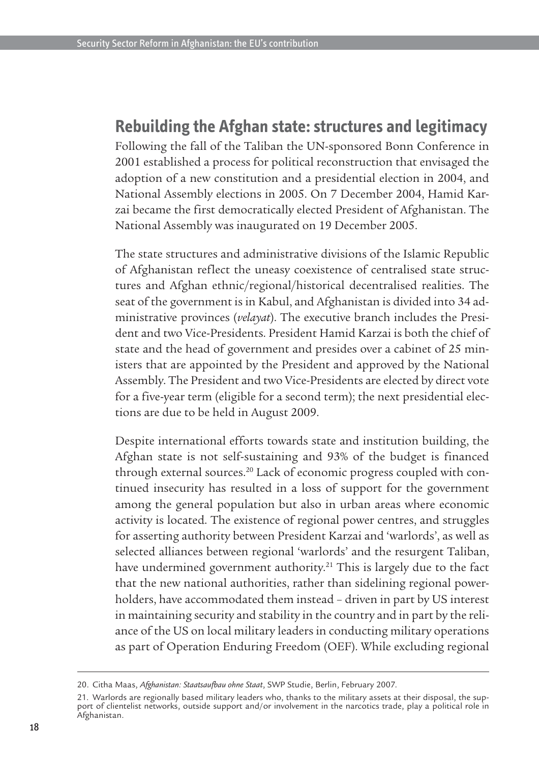## Rebuilding the Afghan state: structures and legitimacy

Following the fall of the Taliban the UN-sponsored Bonn Conference in 2001 established a process for political reconstruction that envisaged the adoption of a new constitution and a presidential election in 2004, and National Assembly elections in 2005. On 7 December 2004, Hamid Karzai became the first democratically elected President of Afghanistan. The National Assembly was inaugurated on 19 December 2005.

The state structures and administrative divisions of the Islamic Republic of Afghanistan reflect the uneasy coexistence of centralised state structures and Afghan ethnic/regional/historical decentralised realities. The seat of the government is in Kabul, and Afghanistan is divided into 34 administrative provinces (*velayat*). The executive branch includes the President and two Vice-Presidents. President Hamid Karzai is both the chief of state and the head of government and presides over a cabinet of 25 ministers that are appointed by the President and approved by the National Assembly. The President and two Vice-Presidents are elected by direct vote for a five-year term (eligible for a second term); the next presidential elections are due to be held in August 2009.

Despite international efforts towards state and institution building, the Afghan state is not self-sustaining and 93% of the budget is financed through external sources.[20] Lack of economic progress coupled with continued insecurity has resulted in a loss of support for the government among the general population but also in urban areas where economic activity is located. The existence of regional power centres, and struggles for asserting authority between President Karzai and 'warlords', as well as selected alliances between regional 'warlords' and the resurgent Taliban, have undermined government authority.[21] This is largely due to the fact that the new national authorities, rather than sidelining regional powerholders, have accommodated them instead – driven in part by US interest in maintaining security and stability in the country and in part by the reliance of the US on local military leaders in conducting military operations as part of Operation Enduring Freedom (OEF). While excluding regional

20. Citha Maas, *Afghanistan: Staatsaufbau ohne Staat*, SWP Studie, Berlin, February 2007.

21. Warlords are regionally based military leaders who, thanks to the military assets at their disposal, the support of clientelist networks, outside support and/or involvement in the narcotics trade, play a political role in Afghanistan.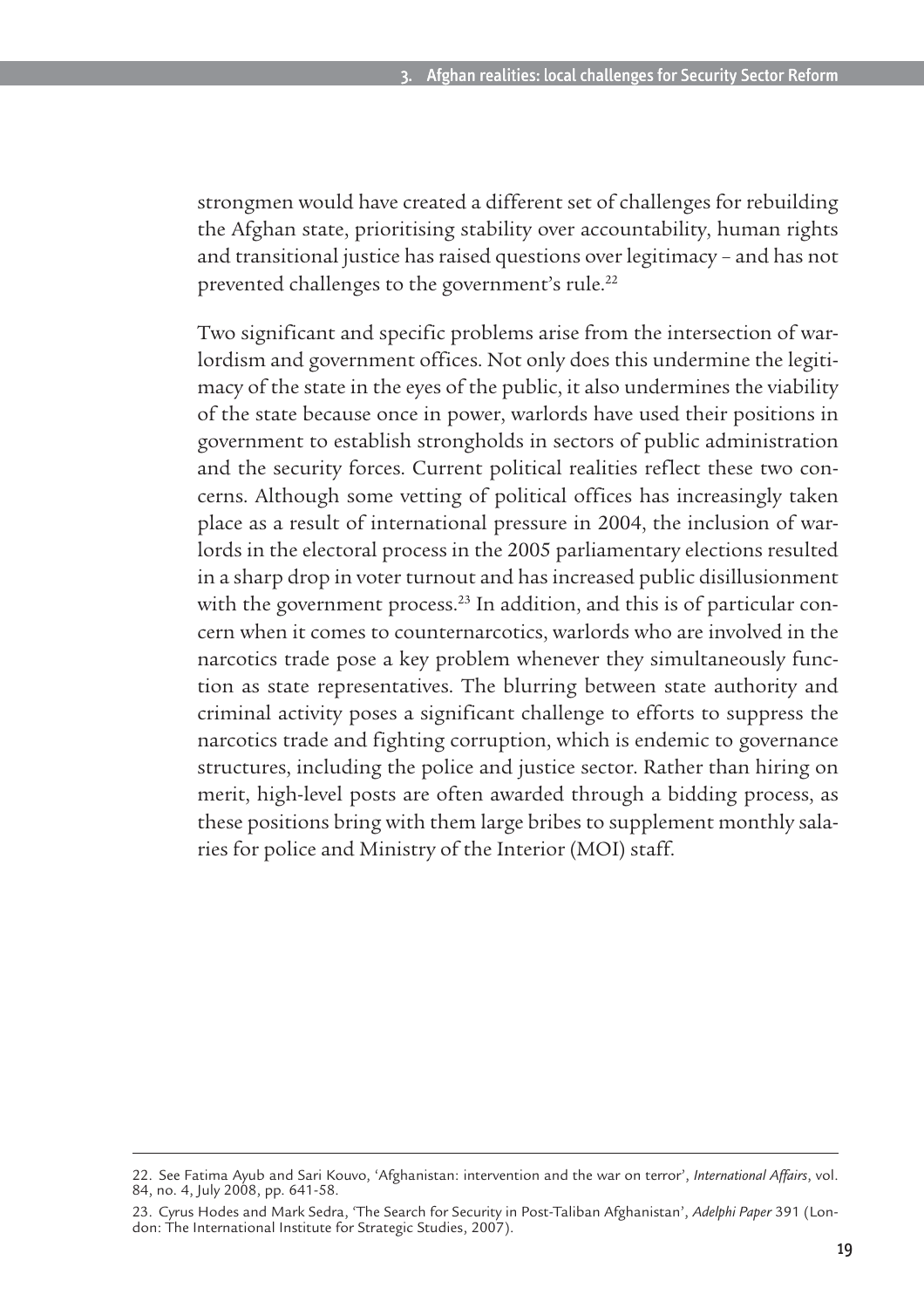strongmen would have created a different set of challenges for rebuilding the Afghan state, prioritising stability over accountability, human rights and transitional justice has raised questions over legitimacy – and has not prevented challenges to the government's rule.[22]

Two significant and specific problems arise from the intersection of warlordism and government offices. Not only does this undermine the legitimacy of the state in the eyes of the public, it also undermines the viability of the state because once in power, warlords have used their positions in government to establish strongholds in sectors of public administration and the security forces. Current political realities reflect these two concerns. Although some vetting of political offices has increasingly taken place as a result of international pressure in 2004, the inclusion of warlords in the electoral process in the 2005 parliamentary elections resulted in a sharp drop in voter turnout and has increased public disillusionment with the government process.[23] In addition, and this is of particular concern when it comes to counternarcotics, warlords who are involved in the narcotics trade pose a key problem whenever they simultaneously function as state representatives. The blurring between state authority and criminal activity poses a significant challenge to efforts to suppress the narcotics trade and fighting corruption, which is endemic to governance structures, including the police and justice sector. Rather than hiring on merit, high-level posts are often awarded through a bidding process, as these positions bring with them large bribes to supplement monthly salaries for police and Ministry of the Interior (MOI) staff.

---

22. See Fatima Ayub and Sari Kouvo, 'Afghanistan: intervention and the war on terror', *International Affairs*, vol. 84, no. 4, July 2008, pp. 641-58.

23. Cyrus Hodes and Mark Sedra, 'The Search for Security in Post-Taliban Afghanistan', *Adelphi Paper* 391 (London: The International Institute for Strategic Studies, 2007).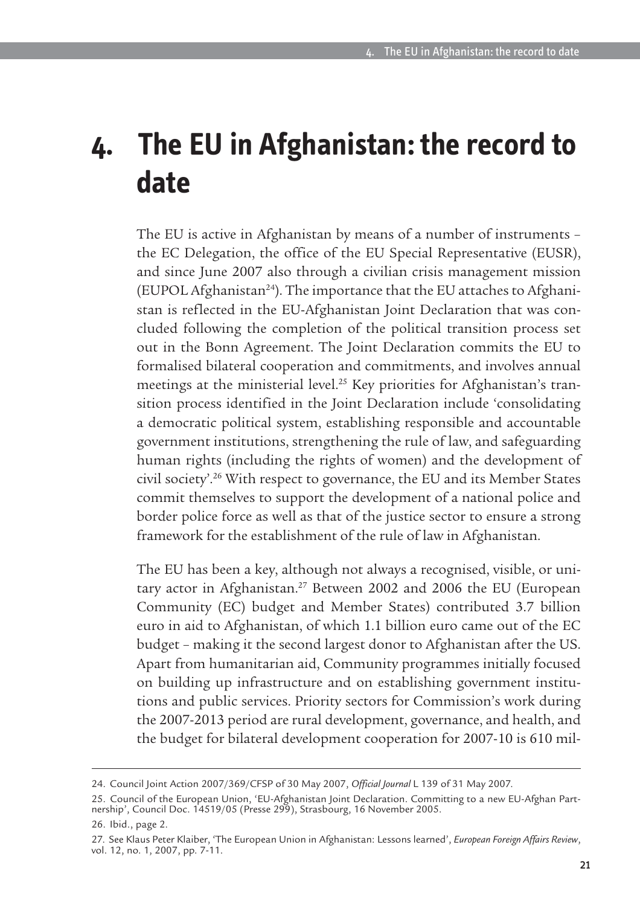# 4. The EU in Afghanistan: the record to date

The EU is active in Afghanistan by means of a number of instruments – the EC Delegation, the office of the EU Special Representative (EUSR), and since June 2007 also through a civilian crisis management mission (EUPOL Afghanistan[24]). The importance that the EU attaches to Afghanistan is reflected in the EU-Afghanistan Joint Declaration that was concluded following the completion of the political transition process set out in the Bonn Agreement. The Joint Declaration commits the EU to formalised bilateral cooperation and commitments, and involves annual meetings at the ministerial level.[25] Key priorities for Afghanistan's transition process identified in the Joint Declaration include 'consolidating a democratic political system, establishing responsible and accountable government institutions, strengthening the rule of law, and safeguarding human rights (including the rights of women) and the development of civil society'.[26] With respect to governance, the EU and its Member States commit themselves to support the development of a national police and border police force as well as that of the justice sector to ensure a strong framework for the establishment of the rule of law in Afghanistan.

The EU has been a key, although not always a recognised, visible, or unitary actor in Afghanistan.[27] Between 2002 and 2006 the EU (European Community (EC) budget and Member States) contributed 3.7 billion euro in aid to Afghanistan, of which 1.1 billion euro came out of the EC budget – making it the second largest donor to Afghanistan after the US. Apart from humanitarian aid, Community programmes initially focused on building up infrastructure and on establishing government institutions and public services. Priority sectors for Commission's work during the 2007-2013 period are rural development, governance, and health, and the budget for bilateral development cooperation for 2007-10 is 610 mil-

---

24. Council Joint Action 2007/369/CFSP of 30 May 2007, *Official Journal* L 139 of 31 May 2007.

25. Council of the European Union, 'EU-Afghanistan Joint Declaration. Committing to a new EU-Afghan Partnership', Council Doc. 14519/05 (Presse 299), Strasbourg, 16 November 2005.

26. Ibid., page 2.

27. See Klaus Peter Klaiber, 'The European Union in Afghanistan: Lessons learned', *European Foreign Affairs Review*, vol. 12, no. 1, 2007, pp. 7-11.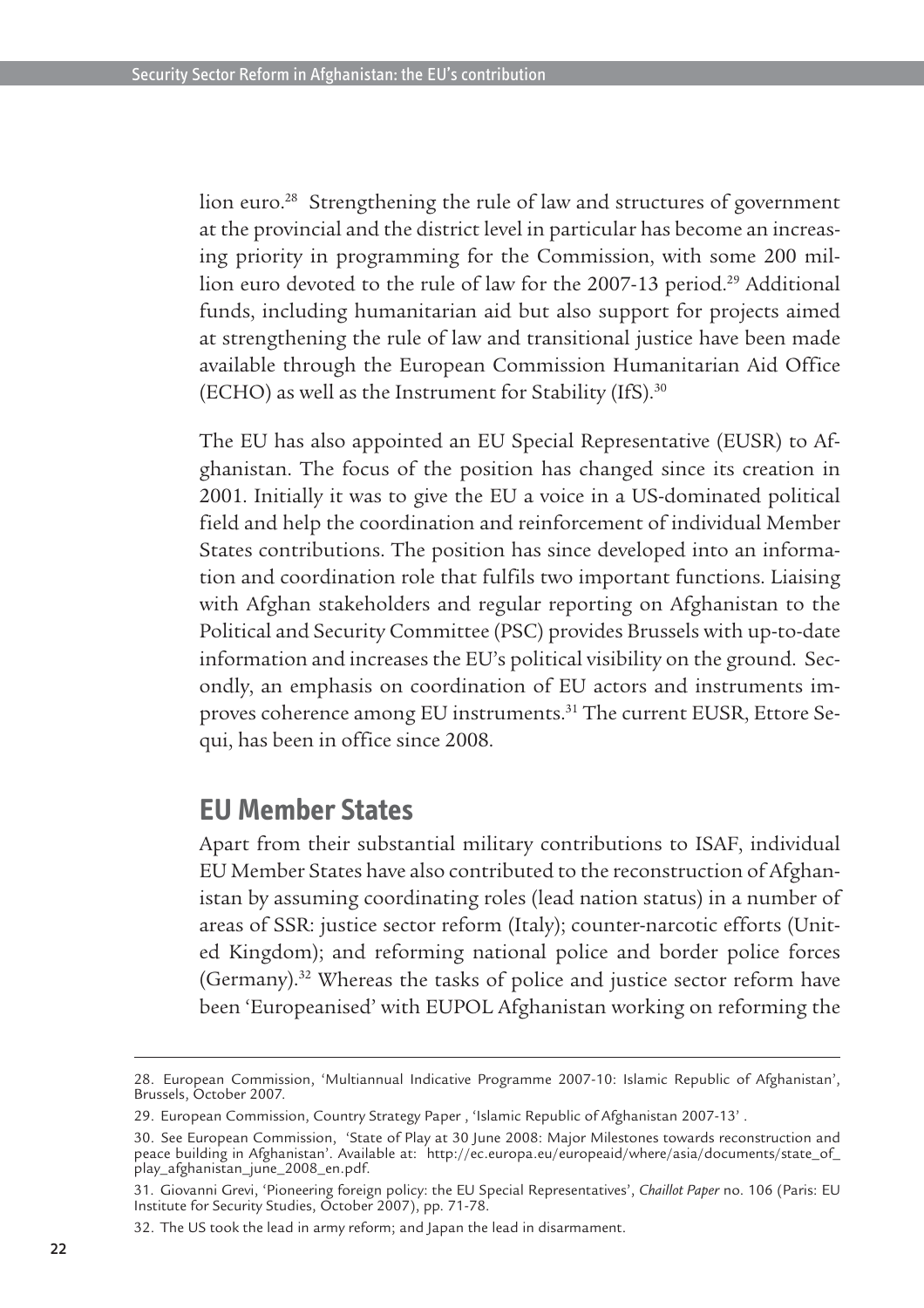lion euro.[28] Strengthening the rule of law and structures of government at the provincial and the district level in particular has become an increasing priority in programming for the Commission, with some 200 million euro devoted to the rule of law for the 2007-13 period.[29] Additional funds, including humanitarian aid but also support for projects aimed at strengthening the rule of law and transitional justice have been made available through the European Commission Humanitarian Aid Office (ECHO) as well as the Instrument for Stability (IfS).[30]

The EU has also appointed an EU Special Representative (EUSR) to Afghanistan. The focus of the position has changed since its creation in 2001. Initially it was to give the EU a voice in a US-dominated political field and help the coordination and reinforcement of individual Member States contributions. The position has since developed into an information and coordination role that fulfils two important functions. Liaising with Afghan stakeholders and regular reporting on Afghanistan to the Political and Security Committee (PSC) provides Brussels with up-to-date information and increases the EU's political visibility on the ground. Secondly, an emphasis on coordination of EU actors and instruments improves coherence among EU instruments.[31] The current EUSR, Ettore Sequi, has been in office since 2008.

## EU Member States

Apart from their substantial military contributions to ISAF, individual EU Member States have also contributed to the reconstruction of Afghanistan by assuming coordinating roles (lead nation status) in a number of areas of SSR: justice sector reform (Italy); counter-narcotic efforts (United Kingdom); and reforming national police and border police forces (Germany).[32] Whereas the tasks of police and justice sector reform have been 'Europeanised' with EUPOL Afghanistan working on reforming the

---

28. European Commission, 'Multiannual Indicative Programme 2007-10: Islamic Republic of Afghanistan', Brussels, October 2007.

29. European Commission, Country Strategy Paper , 'Islamic Republic of Afghanistan 2007-13' .

30. See European Commission, 'State of Play at 30 June 2008: Major Milestones towards reconstruction and peace building in Afghanistan'. Available at: http://ec.europa.eu/europeaid/where/asia/documents/state_of_play_afghanistan_june_2008_en.pdf.

31. Giovanni Grevi, 'Pioneering foreign policy: the EU Special Representatives', *Chaillot Paper* no. 106 (Paris: EU Institute for Security Studies, October 2007), pp. 71-78.

32. The US took the lead in army reform; and Japan the lead in disarmament.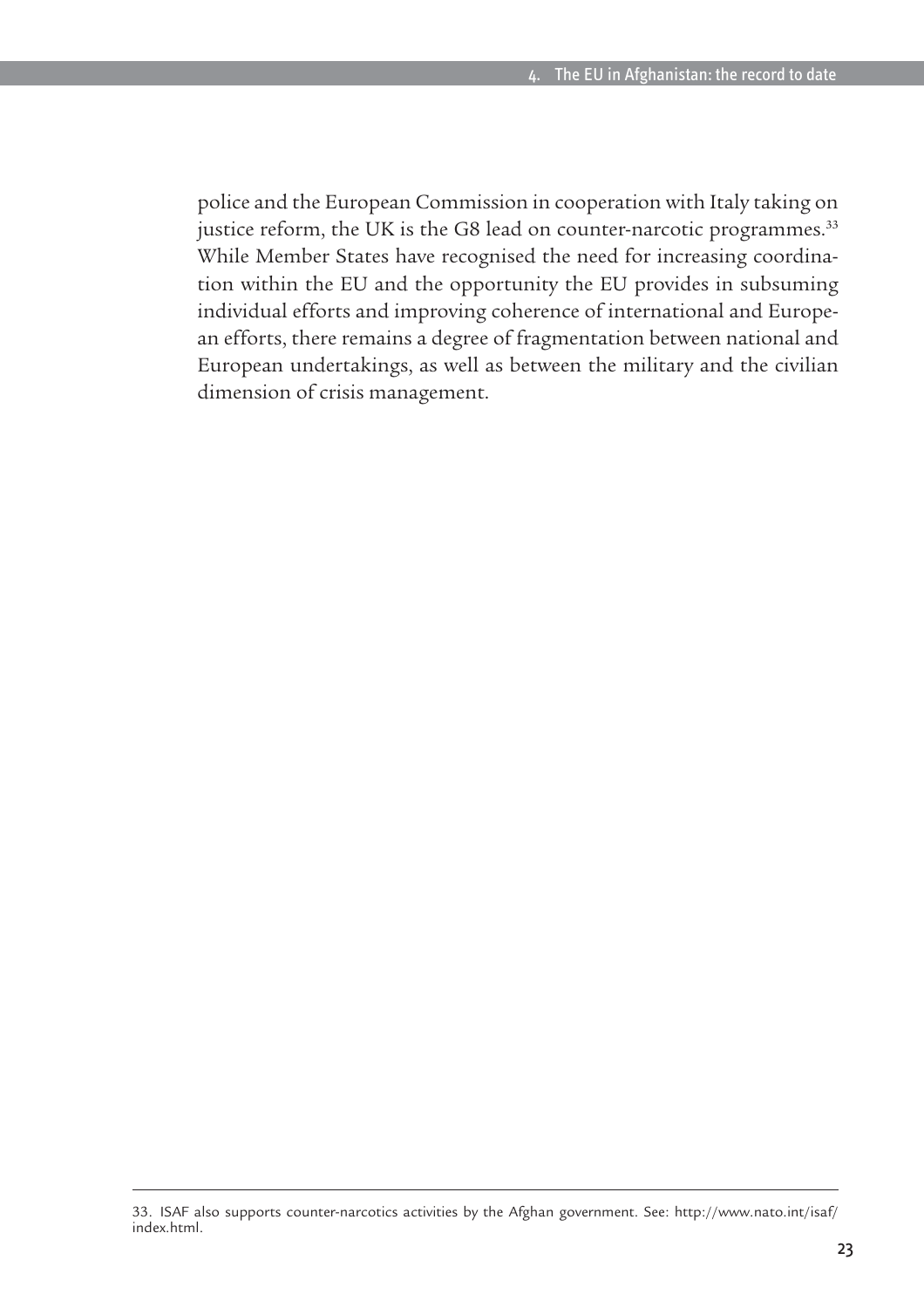police and the European Commission in cooperation with Italy taking on justice reform, the UK is the G8 lead on counter-narcotic programmes.[33] While Member States have recognised the need for increasing coordination within the EU and the opportunity the EU provides in subsuming individual efforts and improving coherence of international and European efforts, there remains a degree of fragmentation between national and European undertakings, as well as between the military and the civilian dimension of crisis management.

---

33. ISAF also supports counter-narcotics activities by the Afghan government. See: http://www.nato.int/isaf/index.html.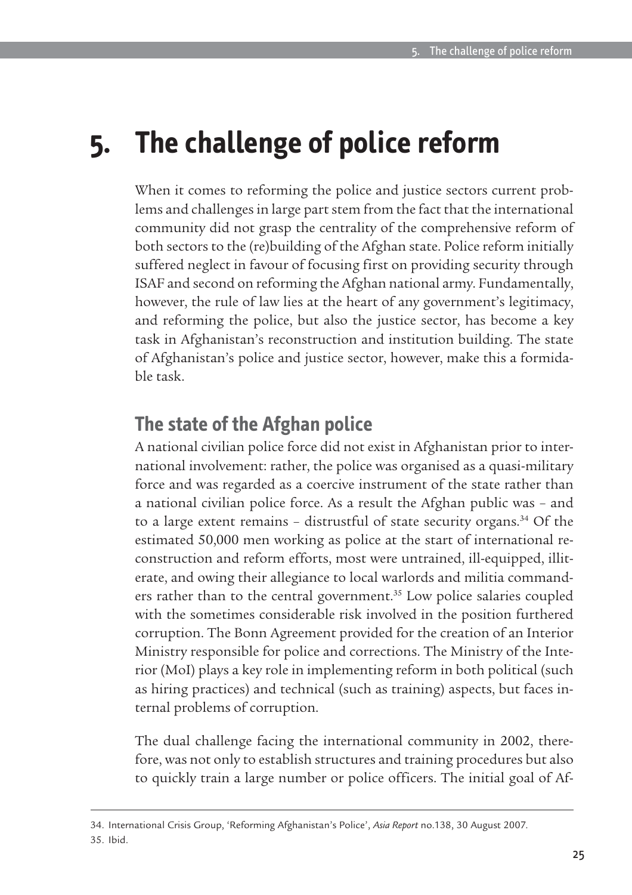# 5. The challenge of police reform

When it comes to reforming the police and justice sectors current problems and challenges in large part stem from the fact that the international community did not grasp the centrality of the comprehensive reform of both sectors to the (re)building of the Afghan state. Police reform initially suffered neglect in favour of focusing first on providing security through ISAF and second on reforming the Afghan national army. Fundamentally, however, the rule of law lies at the heart of any government's legitimacy, and reforming the police, but also the justice sector, has become a key task in Afghanistan's reconstruction and institution building. The state of Afghanistan's police and justice sector, however, make this a formidable task.

## The state of the Afghan police

A national civilian police force did not exist in Afghanistan prior to international involvement: rather, the police was organised as a quasi-military force and was regarded as a coercive instrument of the state rather than a national civilian police force. As a result the Afghan public was – and to a large extent remains – distrustful of state security organs.[34] Of the estimated 50,000 men working as police at the start of international reconstruction and reform efforts, most were untrained, ill-equipped, illiterate, and owing their allegiance to local warlords and militia commanders rather than to the central government.[35] Low police salaries coupled with the sometimes considerable risk involved in the position furthered corruption. The Bonn Agreement provided for the creation of an Interior Ministry responsible for police and corrections. The Ministry of the Interior (MoI) plays a key role in implementing reform in both political (such as hiring practices) and technical (such as training) aspects, but faces internal problems of corruption.

The dual challenge facing the international community in 2002, therefore, was not only to establish structures and training procedures but also to quickly train a large number or police officers. The initial goal of Af-

34. International Crisis Group, 'Reforming Afghanistan's Police', *Asia Report* no.138, 30 August 2007.

35. Ibid.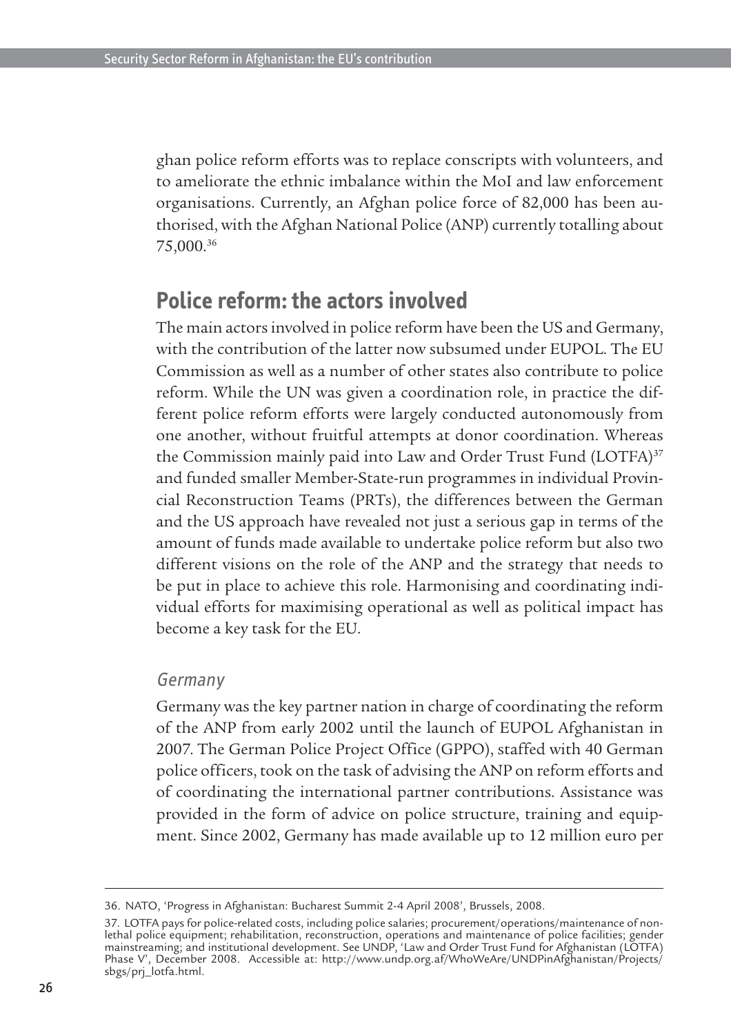ghan police reform efforts was to replace conscripts with volunteers, and to ameliorate the ethnic imbalance within the MoI and law enforcement organisations. Currently, an Afghan police force of 82,000 has been authorised, with the Afghan National Police (ANP) currently totalling about 75,000.[36]

## Police reform: the actors involved

The main actors involved in police reform have been the US and Germany, with the contribution of the latter now subsumed under EUPOL. The EU Commission as well as a number of other states also contribute to police reform. While the UN was given a coordination role, in practice the different police reform efforts were largely conducted autonomously from one another, without fruitful attempts at donor coordination. Whereas the Commission mainly paid into Law and Order Trust Fund (LOTFA)[37] and funded smaller Member-State-run programmes in individual Provincial Reconstruction Teams (PRTs), the differences between the German and the US approach have revealed not just a serious gap in terms of the amount of funds made available to undertake police reform but also two different visions on the role of the ANP and the strategy that needs to be put in place to achieve this role. Harmonising and coordinating individual efforts for maximising operational as well as political impact has become a key task for the EU.

### *Germany*

Germany was the key partner nation in charge of coordinating the reform of the ANP from early 2002 until the launch of EUPOL Afghanistan in 2007. The German Police Project Office (GPPO), staffed with 40 German police officers, took on the task of advising the ANP on reform efforts and of coordinating the international partner contributions. Assistance was provided in the form of advice on police structure, training and equipment. Since 2002, Germany has made available up to 12 million euro per

---

36. NATO, 'Progress in Afghanistan: Bucharest Summit 2-4 April 2008', Brussels, 2008.

37. LOTFA pays for police-related costs, including police salaries; procurement/operations/maintenance of non-lethal police equipment; rehabilitation, reconstruction, operations and maintenance of police facilities; gender mainstreaming; and institutional development. See UNDP, 'Law and Order Trust Fund for Afghanistan (LOTFA) Phase V', December 2008. Accessible at: http://www.undp.org.af/WhoWeAre/UNDPinAfghanistan/Projects/sbgs/prj_lotfa.html.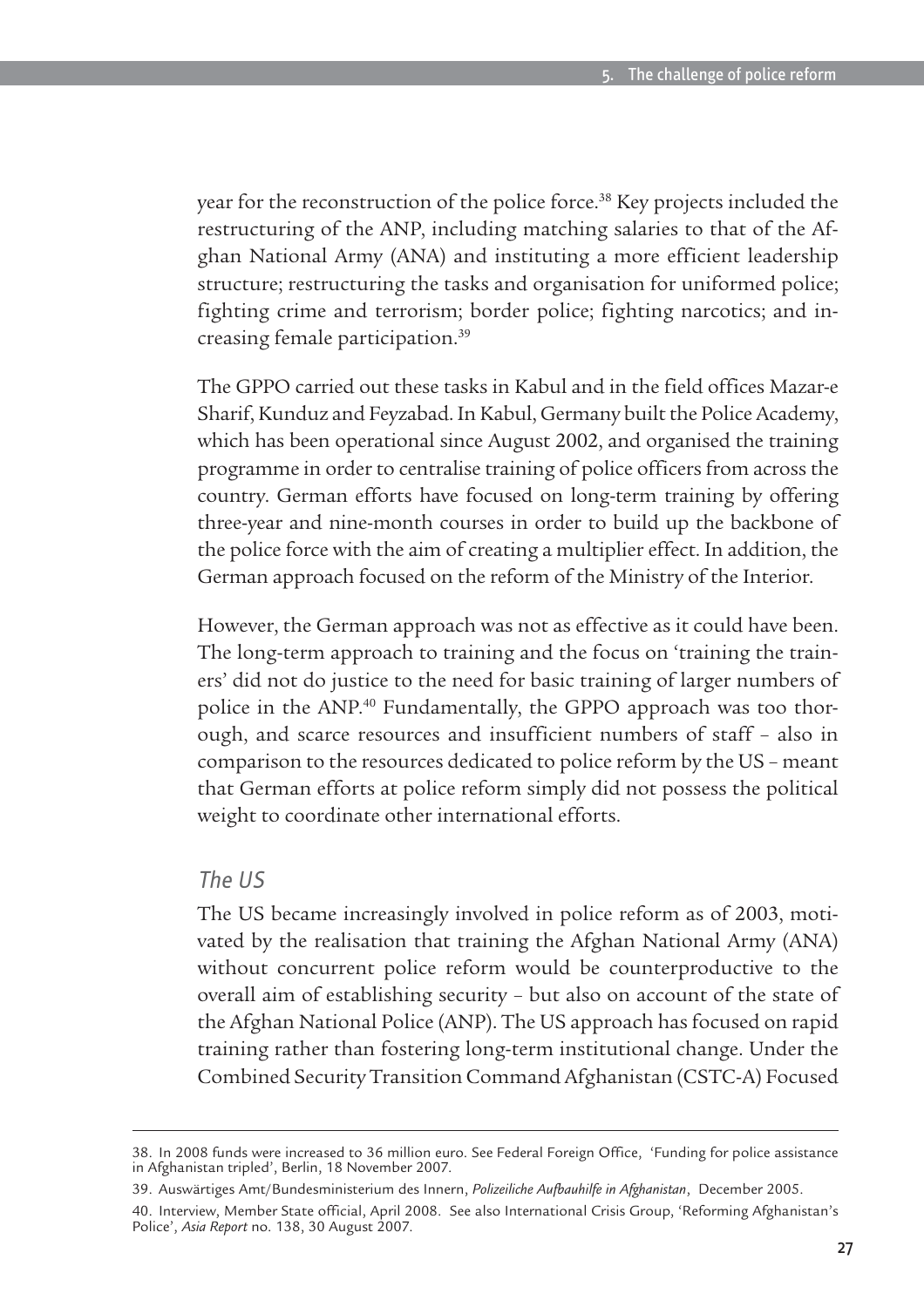year for the reconstruction of the police force.[38] Key projects included the restructuring of the ANP, including matching salaries to that of the Afghan National Army (ANA) and instituting a more efficient leadership structure; restructuring the tasks and organisation for uniformed police; fighting crime and terrorism; border police; fighting narcotics; and increasing female participation.[39]

The GPPO carried out these tasks in Kabul and in the field offices Mazar-e Sharif, Kunduz and Feyzabad. In Kabul, Germany built the Police Academy, which has been operational since August 2002, and organised the training programme in order to centralise training of police officers from across the country. German efforts have focused on long-term training by offering three-year and nine-month courses in order to build up the backbone of the police force with the aim of creating a multiplier effect. In addition, the German approach focused on the reform of the Ministry of the Interior.

However, the German approach was not as effective as it could have been. The long-term approach to training and the focus on 'training the trainers' did not do justice to the need for basic training of larger numbers of police in the ANP.[40] Fundamentally, the GPPO approach was too thorough, and scarce resources and insufficient numbers of staff – also in comparison to the resources dedicated to police reform by the US – meant that German efforts at police reform simply did not possess the political weight to coordinate other international efforts.

### *The US*

The US became increasingly involved in police reform as of 2003, motivated by the realisation that training the Afghan National Army (ANA) without concurrent police reform would be counterproductive to the overall aim of establishing security – but also on account of the state of the Afghan National Police (ANP). The US approach has focused on rapid training rather than fostering long-term institutional change. Under the Combined Security Transition Command Afghanistan (CSTC-A) Focused

---

38. In 2008 funds were increased to 36 million euro. See Federal Foreign Office, 'Funding for police assistance in Afghanistan tripled', Berlin, 18 November 2007.

39. Auswärtiges Amt/Bundesministerium des Innern, *Polizeiliche Aufbauhilfe in Afghanistan*, December 2005.

40. Interview, Member State official, April 2008. See also International Crisis Group, 'Reforming Afghanistan's Police', *Asia Report* no. 138, 30 August 2007.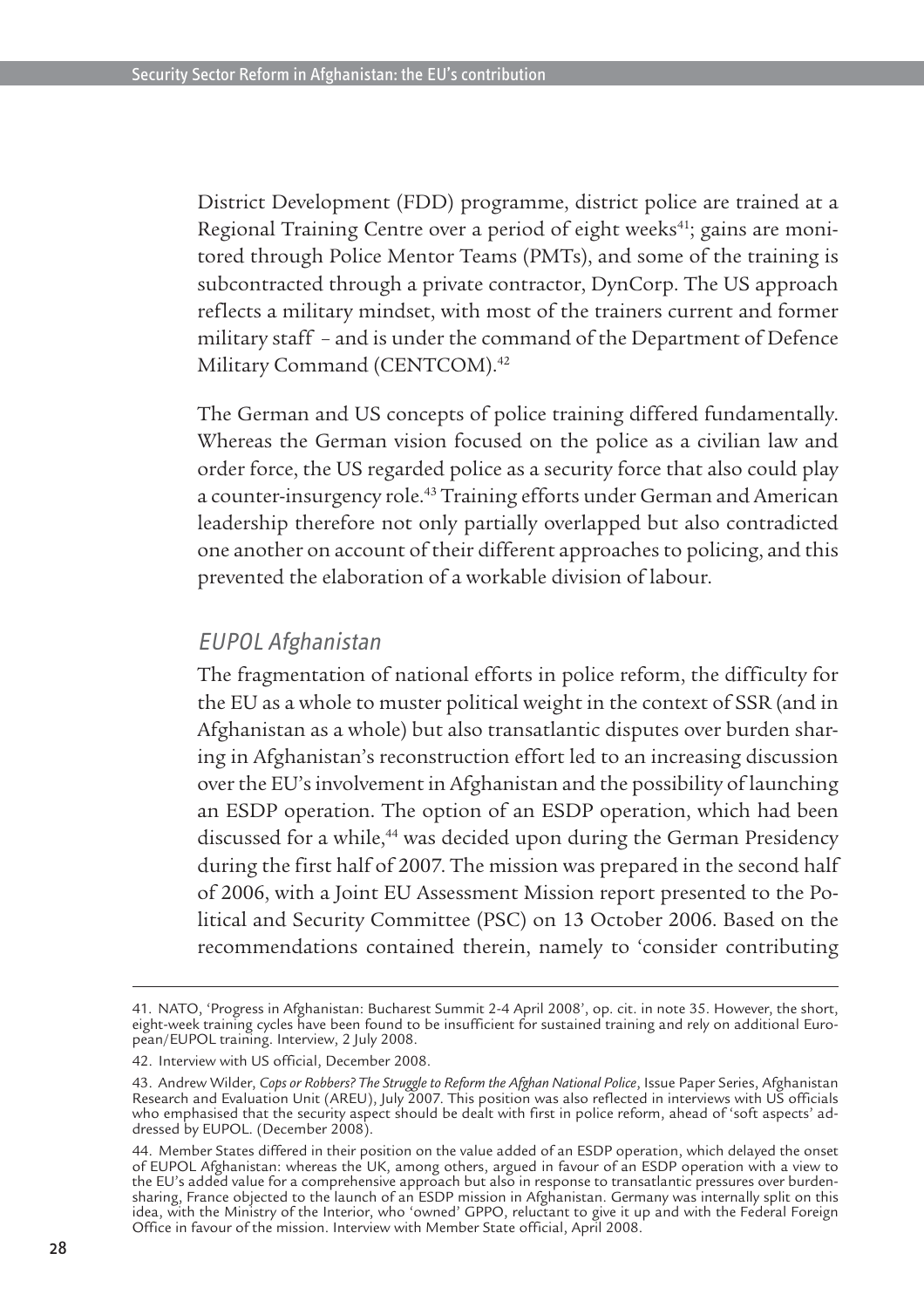District Development (FDD) programme, district police are trained at a Regional Training Centre over a period of eight weeks[41]; gains are monitored through Police Mentor Teams (PMTs), and some of the training is subcontracted through a private contractor, DynCorp. The US approach reflects a military mindset, with most of the trainers current and former military staff – and is under the command of the Department of Defence Military Command (CENTCOM).[42]

The German and US concepts of police training differed fundamentally. Whereas the German vision focused on the police as a civilian law and order force, the US regarded police as a security force that also could play a counter-insurgency role.[43] Training efforts under German and American leadership therefore not only partially overlapped but also contradicted one another on account of their different approaches to policing, and this prevented the elaboration of a workable division of labour.

### *EUPOL Afghanistan*

The fragmentation of national efforts in police reform, the difficulty for the EU as a whole to muster political weight in the context of SSR (and in Afghanistan as a whole) but also transatlantic disputes over burden sharing in Afghanistan's reconstruction effort led to an increasing discussion over the EU's involvement in Afghanistan and the possibility of launching an ESDP operation. The option of an ESDP operation, which had been discussed for a while,[44] was decided upon during the German Presidency during the first half of 2007. The mission was prepared in the second half of 2006, with a Joint EU Assessment Mission report presented to the Political and Security Committee (PSC) on 13 October 2006. Based on the recommendations contained therein, namely to 'consider contributing

---

41. NATO, 'Progress in Afghanistan: Bucharest Summit 2-4 April 2008', op. cit. in note 35. However, the short, eight-week training cycles have been found to be insufficient for sustained training and rely on additional European/EUPOL training. Interview, 2 July 2008.

42. Interview with US official, December 2008.

43. Andrew Wilder, *Cops or Robbers? The Struggle to Reform the Afghan National Police*, Issue Paper Series, Afghanistan Research and Evaluation Unit (AREU), July 2007. This position was also reflected in interviews with US officials who emphasised that the security aspect should be dealt with first in police reform, ahead of 'soft aspects' addressed by EUPOL. (December 2008).

44. Member States differed in their position on the value added of an ESDP operation, which delayed the onset of EUPOL Afghanistan: whereas the UK, among others, argued in favour of an ESDP operation with a view to the EU's added value for a comprehensive approach but also in response to transatlantic pressures over burden-sharing, France objected to the launch of an ESDP mission in Afghanistan. Germany was internally split on this idea, with the Ministry of the Interior, who 'owned' GPPO, reluctant to give it up and with the Federal Foreign Office in favour of the mission. Interview with Member State official, April 2008.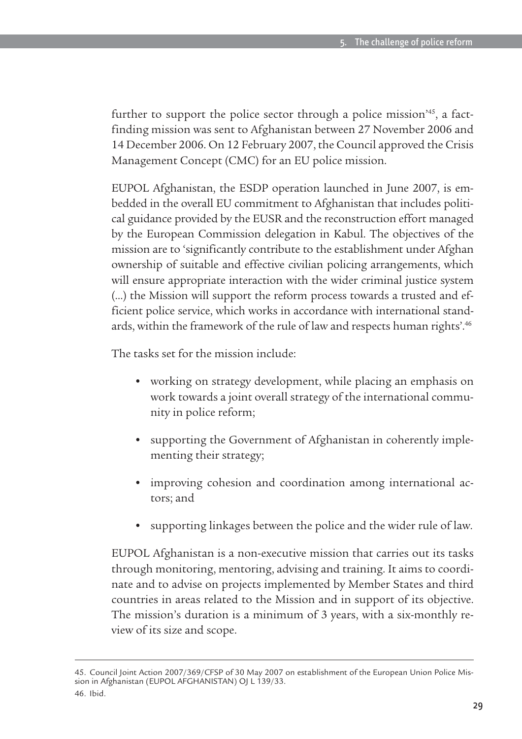further to support the police sector through a police mission'[45], a fact-finding mission was sent to Afghanistan between 27 November 2006 and 14 December 2006. On 12 February 2007, the Council approved the Crisis Management Concept (CMC) for an EU police mission.

EUPOL Afghanistan, the ESDP operation launched in June 2007, is embedded in the overall EU commitment to Afghanistan that includes political guidance provided by the EUSR and the reconstruction effort managed by the European Commission delegation in Kabul. The objectives of the mission are to 'significantly contribute to the establishment under Afghan ownership of suitable and effective civilian policing arrangements, which will ensure appropriate interaction with the wider criminal justice system (...) the Mission will support the reform process towards a trusted and efficient police service, which works in accordance with international standards, within the framework of the rule of law and respects human rights'.[46]

The tasks set for the mission include:

- working on strategy development, while placing an emphasis on work towards a joint overall strategy of the international community in police reform;
- supporting the Government of Afghanistan in coherently implementing their strategy;
- improving cohesion and coordination among international actors; and
- supporting linkages between the police and the wider rule of law.

EUPOL Afghanistan is a non-executive mission that carries out its tasks through monitoring, mentoring, advising and training. It aims to coordinate and to advise on projects implemented by Member States and third countries in areas related to the Mission and in support of its objective. The mission's duration is a minimum of 3 years, with a six-monthly review of its size and scope.

---

45. Council Joint Action 2007/369/CFSP of 30 May 2007 on establishment of the European Union Police Mission in Afghanistan (EUPOL AFGHANISTAN) OJ L 139/33.

46. Ibid.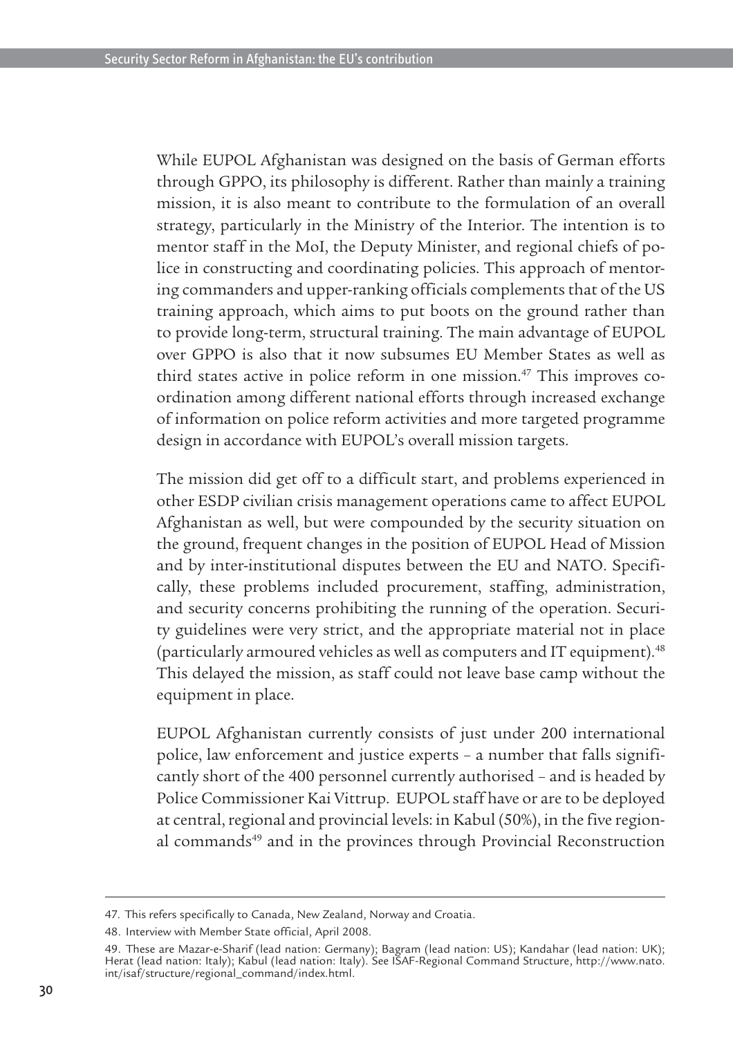While EUPOL Afghanistan was designed on the basis of German efforts through GPPO, its philosophy is different. Rather than mainly a training mission, it is also meant to contribute to the formulation of an overall strategy, particularly in the Ministry of the Interior. The intention is to mentor staff in the MoI, the Deputy Minister, and regional chiefs of police in constructing and coordinating policies. This approach of mentoring commanders and upper-ranking officials complements that of the US training approach, which aims to put boots on the ground rather than to provide long-term, structural training. The main advantage of EUPOL over GPPO is also that it now subsumes EU Member States as well as third states active in police reform in one mission.[47] This improves coordination among different national efforts through increased exchange of information on police reform activities and more targeted programme design in accordance with EUPOL's overall mission targets.

The mission did get off to a difficult start, and problems experienced in other ESDP civilian crisis management operations came to affect EUPOL Afghanistan as well, but were compounded by the security situation on the ground, frequent changes in the position of EUPOL Head of Mission and by inter-institutional disputes between the EU and NATO. Specifically, these problems included procurement, staffing, administration, and security concerns prohibiting the running of the operation. Security guidelines were very strict, and the appropriate material not in place (particularly armoured vehicles as well as computers and IT equipment).[48] This delayed the mission, as staff could not leave base camp without the equipment in place.

EUPOL Afghanistan currently consists of just under 200 international police, law enforcement and justice experts – a number that falls significantly short of the 400 personnel currently authorised – and is headed by Police Commissioner Kai Vittrup. EUPOL staff have or are to be deployed at central, regional and provincial levels: in Kabul (50%), in the five regional commands[49] and in the provinces through Provincial Reconstruction

---

47. This refers specifically to Canada, New Zealand, Norway and Croatia.

48. Interview with Member State official, April 2008.

49. These are Mazar-e-Sharif (lead nation: Germany); Bagram (lead nation: US); Kandahar (lead nation: UK); Herat (lead nation: Italy); Kabul (lead nation: Italy). See ISAF-Regional Command Structure, http://www.nato.int/isaf/structure/regional_command/index.html.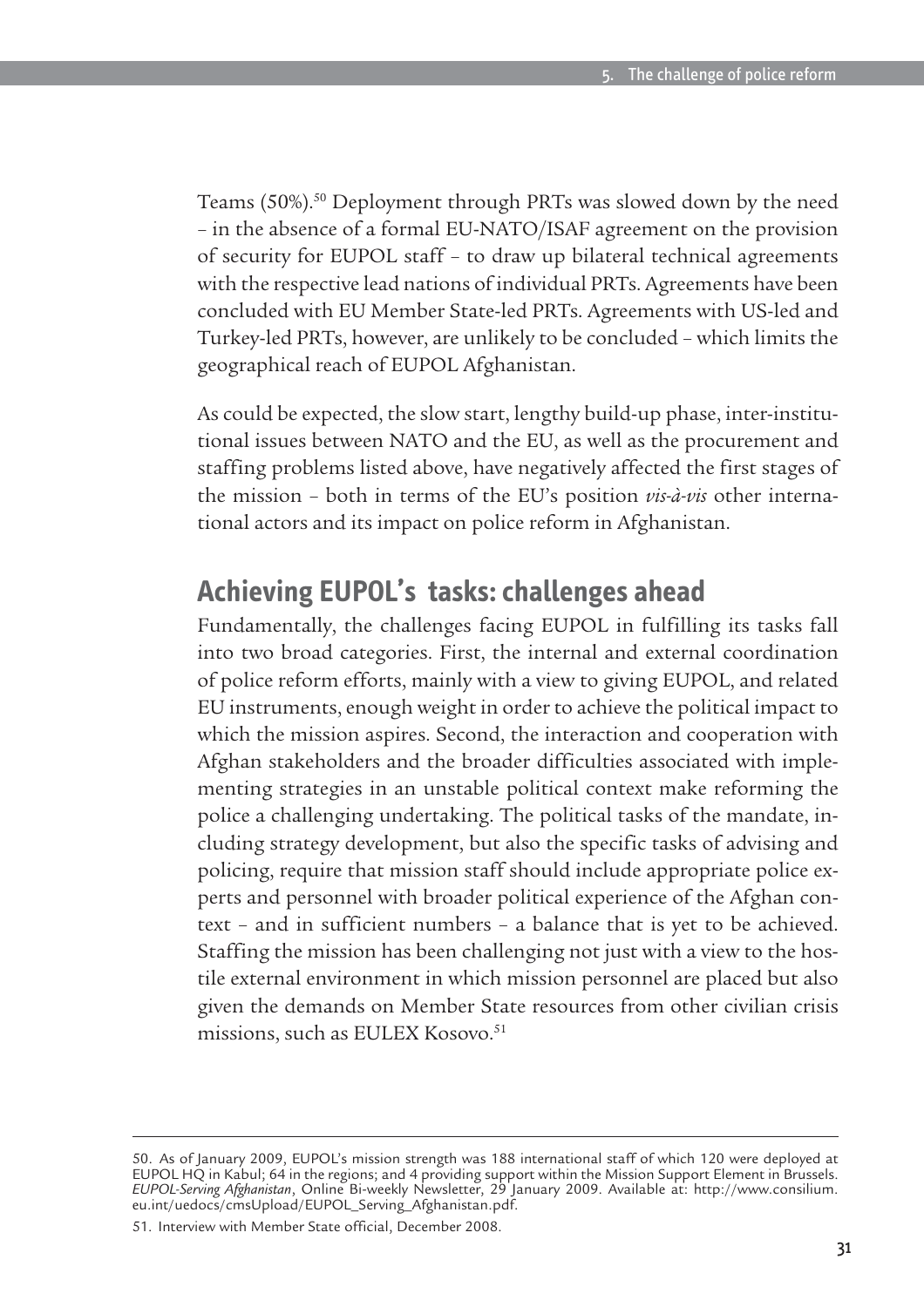Teams (50%).[50] Deployment through PRTs was slowed down by the need – in the absence of a formal EU-NATO/ISAF agreement on the provision of security for EUPOL staff – to draw up bilateral technical agreements with the respective lead nations of individual PRTs. Agreements have been concluded with EU Member State-led PRTs. Agreements with US-led and Turkey-led PRTs, however, are unlikely to be concluded – which limits the geographical reach of EUPOL Afghanistan.

As could be expected, the slow start, lengthy build-up phase, inter-institutional issues between NATO and the EU, as well as the procurement and staffing problems listed above, have negatively affected the first stages of the mission – both in terms of the EU's position *vis-à-vis* other international actors and its impact on police reform in Afghanistan.

## Achieving EUPOL's tasks: challenges ahead

Fundamentally, the challenges facing EUPOL in fulfilling its tasks fall into two broad categories. First, the internal and external coordination of police reform efforts, mainly with a view to giving EUPOL, and related EU instruments, enough weight in order to achieve the political impact to which the mission aspires. Second, the interaction and cooperation with Afghan stakeholders and the broader difficulties associated with implementing strategies in an unstable political context make reforming the police a challenging undertaking. The political tasks of the mandate, including strategy development, but also the specific tasks of advising and policing, require that mission staff should include appropriate police experts and personnel with broader political experience of the Afghan context – and in sufficient numbers – a balance that is yet to be achieved. Staffing the mission has been challenging not just with a view to the hostile external environment in which mission personnel are placed but also given the demands on Member State resources from other civilian crisis missions, such as EULEX Kosovo.[51]

---

50. As of January 2009, EUPOL's mission strength was 188 international staff of which 120 were deployed at EUPOL HQ in Kabul; 64 in the regions; and 4 providing support within the Mission Support Element in Brussels. *EUPOL-Serving Afghanistan*, Online Bi-weekly Newsletter, 29 January 2009. Available at: http://www.consilium.eu.int/uedocs/cmsUpload/EUPOL_Serving_Afghanistan.pdf.

51. Interview with Member State official, December 2008.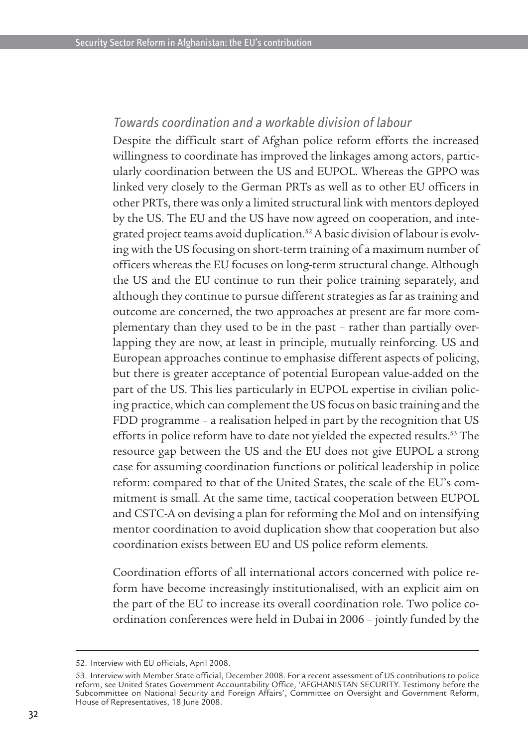### *Towards coordination and a workable division of labour*

Despite the difficult start of Afghan police reform efforts the increased willingness to coordinate has improved the linkages among actors, particularly coordination between the US and EUPOL. Whereas the GPPO was linked very closely to the German PRTs as well as to other EU officers in other PRTs, there was only a limited structural link with mentors deployed by the US. The EU and the US have now agreed on cooperation, and integrated project teams avoid duplication.[52] A basic division of labour is evolving with the US focusing on short-term training of a maximum number of officers whereas the EU focuses on long-term structural change. Although the US and the EU continue to run their police training separately, and although they continue to pursue different strategies as far as training and outcome are concerned, the two approaches at present are far more complementary than they used to be in the past – rather than partially overlapping they are now, at least in principle, mutually reinforcing. US and European approaches continue to emphasise different aspects of policing, but there is greater acceptance of potential European value-added on the part of the US. This lies particularly in EUPOL expertise in civilian policing practice, which can complement the US focus on basic training and the FDD programme – a realisation helped in part by the recognition that US efforts in police reform have to date not yielded the expected results.[53] The resource gap between the US and the EU does not give EUPOL a strong case for assuming coordination functions or political leadership in police reform: compared to that of the United States, the scale of the EU's commitment is small. At the same time, tactical cooperation between EUPOL and CSTC-A on devising a plan for reforming the MoI and on intensifying mentor coordination to avoid duplication show that cooperation but also coordination exists between EU and US police reform elements.

Coordination efforts of all international actors concerned with police reform have become increasingly institutionalised, with an explicit aim on the part of the EU to increase its overall coordination role. Two police coordination conferences were held in Dubai in 2006 – jointly funded by the

---

52. Interview with EU officials, April 2008.

53. Interview with Member State official, December 2008. For a recent assessment of US contributions to police reform, see United States Government Accountability Office, 'AFGHANISTAN SECURITY. Testimony before the Subcommittee on National Security and Foreign Affairs', Committee on Oversight and Government Reform, House of Representatives, 18 June 2008.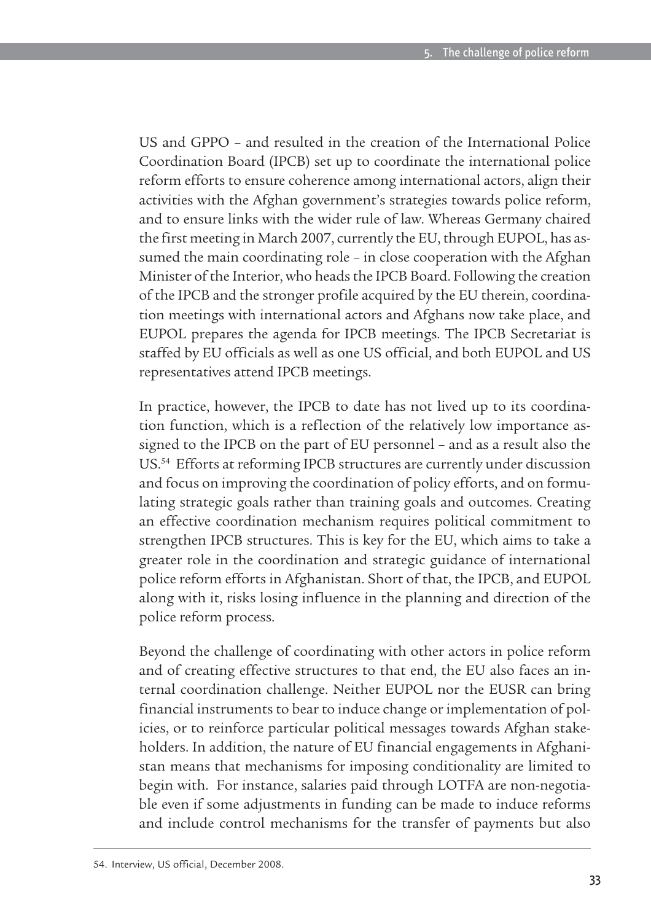US and GPPO – and resulted in the creation of the International Police Coordination Board (IPCB) set up to coordinate the international police reform efforts to ensure coherence among international actors, align their activities with the Afghan government's strategies towards police reform, and to ensure links with the wider rule of law. Whereas Germany chaired the first meeting in March 2007, currently the EU, through EUPOL, has assumed the main coordinating role – in close cooperation with the Afghan Minister of the Interior, who heads the IPCB Board. Following the creation of the IPCB and the stronger profile acquired by the EU therein, coordination meetings with international actors and Afghans now take place, and EUPOL prepares the agenda for IPCB meetings. The IPCB Secretariat is staffed by EU officials as well as one US official, and both EUPOL and US representatives attend IPCB meetings.

In practice, however, the IPCB to date has not lived up to its coordination function, which is a reflection of the relatively low importance assigned to the IPCB on the part of EU personnel – and as a result also the US.[54] Efforts at reforming IPCB structures are currently under discussion and focus on improving the coordination of policy efforts, and on formulating strategic goals rather than training goals and outcomes. Creating an effective coordination mechanism requires political commitment to strengthen IPCB structures. This is key for the EU, which aims to take a greater role in the coordination and strategic guidance of international police reform efforts in Afghanistan. Short of that, the IPCB, and EUPOL along with it, risks losing influence in the planning and direction of the police reform process.

Beyond the challenge of coordinating with other actors in police reform and of creating effective structures to that end, the EU also faces an internal coordination challenge. Neither EUPOL nor the EUSR can bring financial instruments to bear to induce change or implementation of policies, or to reinforce particular political messages towards Afghan stakeholders. In addition, the nature of EU financial engagements in Afghanistan means that mechanisms for imposing conditionality are limited to begin with. For instance, salaries paid through LOTFA are non-negotiable even if some adjustments in funding can be made to induce reforms and include control mechanisms for the transfer of payments but also

54. Interview, US official, December 2008.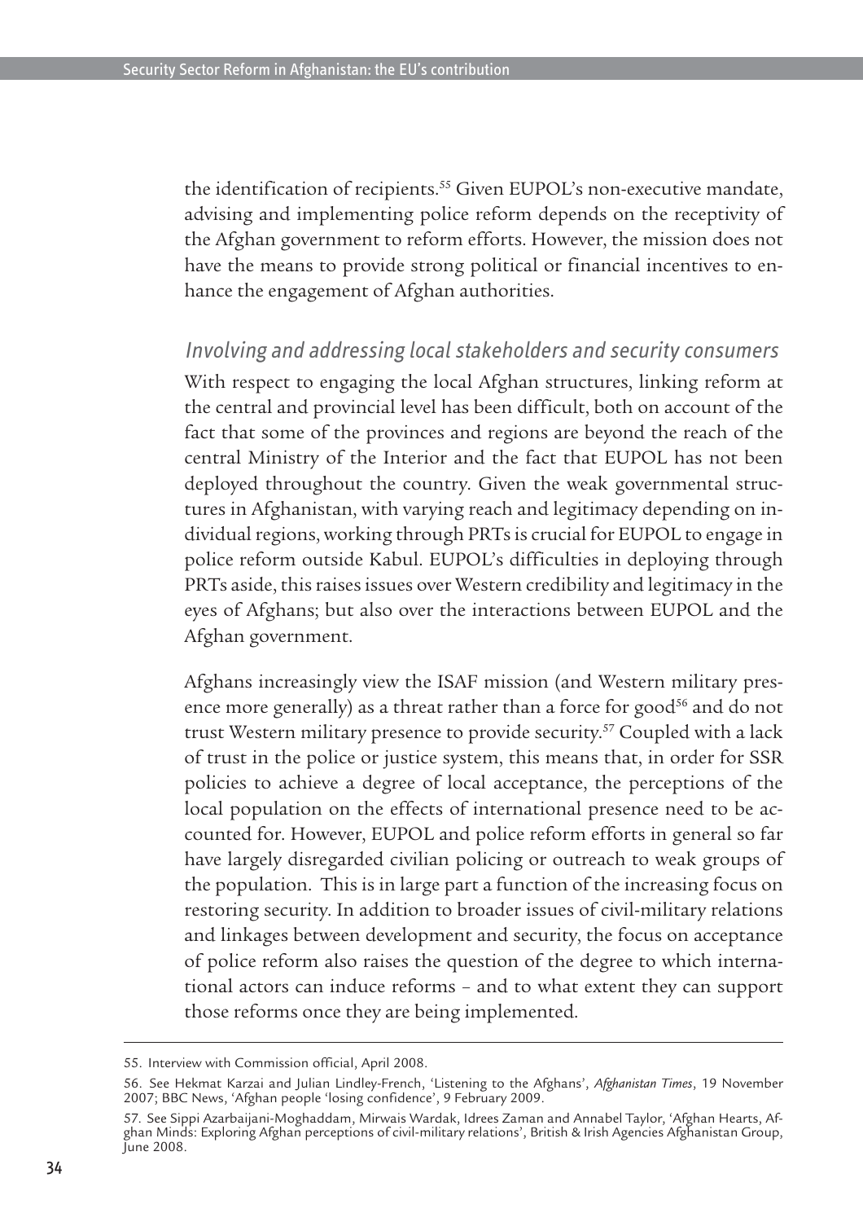the identification of recipients.[55] Given EUPOL's non-executive mandate, advising and implementing police reform depends on the receptivity of the Afghan government to reform efforts. However, the mission does not have the means to provide strong political or financial incentives to enhance the engagement of Afghan authorities.

### *Involving and addressing local stakeholders and security consumers*

With respect to engaging the local Afghan structures, linking reform at the central and provincial level has been difficult, both on account of the fact that some of the provinces and regions are beyond the reach of the central Ministry of the Interior and the fact that EUPOL has not been deployed throughout the country. Given the weak governmental structures in Afghanistan, with varying reach and legitimacy depending on individual regions, working through PRTs is crucial for EUPOL to engage in police reform outside Kabul. EUPOL's difficulties in deploying through PRTs aside, this raises issues over Western credibility and legitimacy in the eyes of Afghans; but also over the interactions between EUPOL and the Afghan government.

Afghans increasingly view the ISAF mission (and Western military presence more generally) as a threat rather than a force for good[56] and do not trust Western military presence to provide security.[57] Coupled with a lack of trust in the police or justice system, this means that, in order for SSR policies to achieve a degree of local acceptance, the perceptions of the local population on the effects of international presence need to be accounted for. However, EUPOL and police reform efforts in general so far have largely disregarded civilian policing or outreach to weak groups of the population. This is in large part a function of the increasing focus on restoring security. In addition to broader issues of civil-military relations and linkages between development and security, the focus on acceptance of police reform also raises the question of the degree to which international actors can induce reforms – and to what extent they can support those reforms once they are being implemented.

---

55. Interview with Commission official, April 2008.

56. See Hekmat Karzai and Julian Lindley-French, 'Listening to the Afghans', *Afghanistan Times*, 19 November 2007; BBC News, 'Afghan people 'losing confidence', 9 February 2009.

57. See Sippi Azarbaijani-Moghaddam, Mirwais Wardak, Idrees Zaman and Annabel Taylor, 'Afghan Hearts, Afghan Minds: Exploring Afghan perceptions of civil-military relations', British & Irish Agencies Afghanistan Group, June 2008.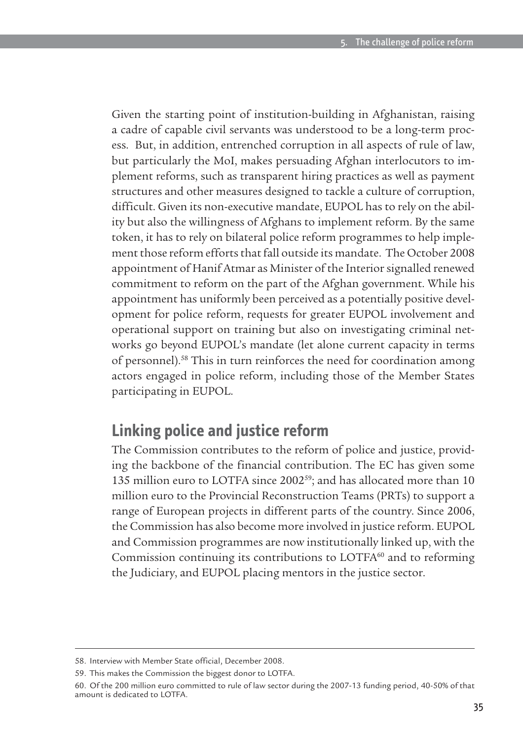Given the starting point of institution-building in Afghanistan, raising a cadre of capable civil servants was understood to be a long-term process. But, in addition, entrenched corruption in all aspects of rule of law, but particularly the MoI, makes persuading Afghan interlocutors to implement reforms, such as transparent hiring practices as well as payment structures and other measures designed to tackle a culture of corruption, difficult. Given its non-executive mandate, EUPOL has to rely on the ability but also the willingness of Afghans to implement reform. By the same token, it has to rely on bilateral police reform programmes to help implement those reform efforts that fall outside its mandate. The October 2008 appointment of Hanif Atmar as Minister of the Interior signalled renewed commitment to reform on the part of the Afghan government. While his appointment has uniformly been perceived as a potentially positive development for police reform, requests for greater EUPOL involvement and operational support on training but also on investigating criminal networks go beyond EUPOL's mandate (let alone current capacity in terms of personnel).[58] This in turn reinforces the need for coordination among actors engaged in police reform, including those of the Member States participating in EUPOL.

## Linking police and justice reform

The Commission contributes to the reform of police and justice, providing the backbone of the financial contribution. The EC has given some 135 million euro to LOTFA since 2002[59]; and has allocated more than 10 million euro to the Provincial Reconstruction Teams (PRTs) to support a range of European projects in different parts of the country. Since 2006, the Commission has also become more involved in justice reform. EUPOL and Commission programmes are now institutionally linked up, with the Commission continuing its contributions to LOTFA[60] and to reforming the Judiciary, and EUPOL placing mentors in the justice sector.

---

58. Interview with Member State official, December 2008.

59. This makes the Commission the biggest donor to LOTFA.

60. Of the 200 million euro committed to rule of law sector during the 2007-13 funding period, 40-50% of that amount is dedicated to LOTFA.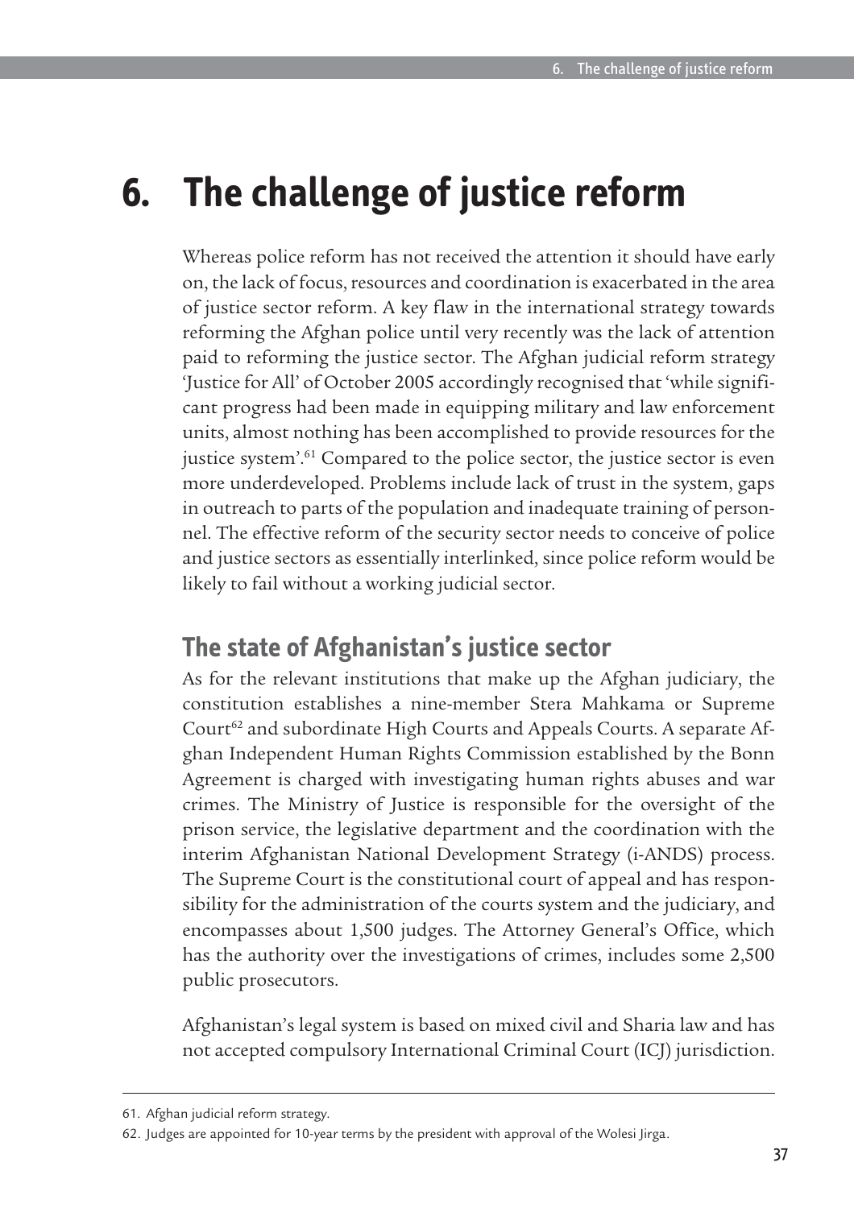# 6. The challenge of justice reform

Whereas police reform has not received the attention it should have early on, the lack of focus, resources and coordination is exacerbated in the area of justice sector reform. A key flaw in the international strategy towards reforming the Afghan police until very recently was the lack of attention paid to reforming the justice sector. The Afghan judicial reform strategy 'Justice for All' of October 2005 accordingly recognised that 'while significant progress had been made in equipping military and law enforcement units, almost nothing has been accomplished to provide resources for the justice system'.[61] Compared to the police sector, the justice sector is even more underdeveloped. Problems include lack of trust in the system, gaps in outreach to parts of the population and inadequate training of personnel. The effective reform of the security sector needs to conceive of police and justice sectors as essentially interlinked, since police reform would be likely to fail without a working judicial sector.

## The state of Afghanistan's justice sector

As for the relevant institutions that make up the Afghan judiciary, the constitution establishes a nine-member Stera Mahkama or Supreme Court[62] and subordinate High Courts and Appeals Courts. A separate Afghan Independent Human Rights Commission established by the Bonn Agreement is charged with investigating human rights abuses and war crimes. The Ministry of Justice is responsible for the oversight of the prison service, the legislative department and the coordination with the interim Afghanistan National Development Strategy (i-ANDS) process. The Supreme Court is the constitutional court of appeal and has responsibility for the administration of the courts system and the judiciary, and encompasses about 1,500 judges. The Attorney General's Office, which has the authority over the investigations of crimes, includes some 2,500 public prosecutors.

Afghanistan's legal system is based on mixed civil and Sharia law and has not accepted compulsory International Criminal Court (ICJ) jurisdiction.

---

61. Afghan judicial reform strategy.

62. Judges are appointed for 10-year terms by the president with approval of the Wolesi Jirga.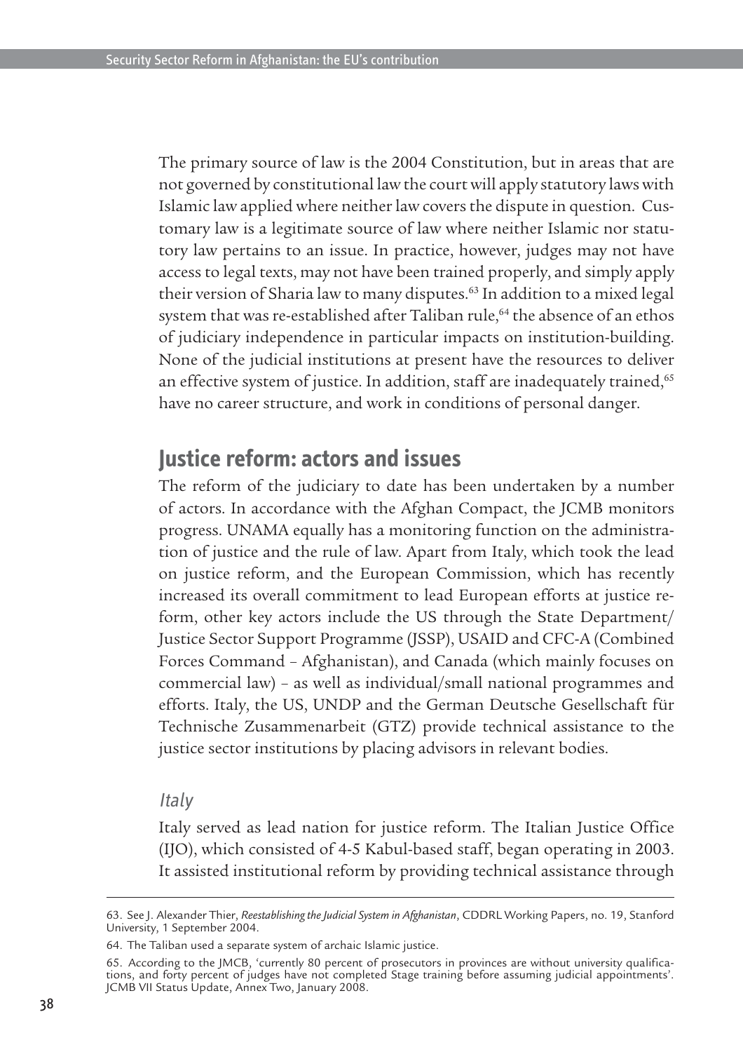The primary source of law is the 2004 Constitution, but in areas that are not governed by constitutional law the court will apply statutory laws with Islamic law applied where neither law covers the dispute in question. Customary law is a legitimate source of law where neither Islamic nor statutory law pertains to an issue. In practice, however, judges may not have access to legal texts, may not have been trained properly, and simply apply their version of Sharia law to many disputes.[63] In addition to a mixed legal system that was re-established after Taliban rule,[64] the absence of an ethos of judiciary independence in particular impacts on institution-building. None of the judicial institutions at present have the resources to deliver an effective system of justice. In addition, staff are inadequately trained,[65] have no career structure, and work in conditions of personal danger.

## Justice reform: actors and issues

The reform of the judiciary to date has been undertaken by a number of actors. In accordance with the Afghan Compact, the JCMB monitors progress. UNAMA equally has a monitoring function on the administration of justice and the rule of law. Apart from Italy, which took the lead on justice reform, and the European Commission, which has recently increased its overall commitment to lead European efforts at justice reform, other key actors include the US through the State Department/ Justice Sector Support Programme (JSSP), USAID and CFC-A (Combined Forces Command – Afghanistan), and Canada (which mainly focuses on commercial law) – as well as individual/small national programmes and efforts. Italy, the US, UNDP and the German Deutsche Gesellschaft für Technische Zusammenarbeit (GTZ) provide technical assistance to the justice sector institutions by placing advisors in relevant bodies.

### *Italy*

Italy served as lead nation for justice reform. The Italian Justice Office (IJO), which consisted of 4-5 Kabul-based staff, began operating in 2003. It assisted institutional reform by providing technical assistance through

---

63. See J. Alexander Thier, *Reestablishing the Judicial System in Afghanistan*, CDDRL Working Papers, no. 19, Stanford University, 1 September 2004.

64. The Taliban used a separate system of archaic Islamic justice.

65. According to the JMCB, 'currently 80 percent of prosecutors in provinces are without university qualifications, and forty percent of judges have not completed Stage training before assuming judicial appointments'. JCMB VII Status Update, Annex Two, January 2008.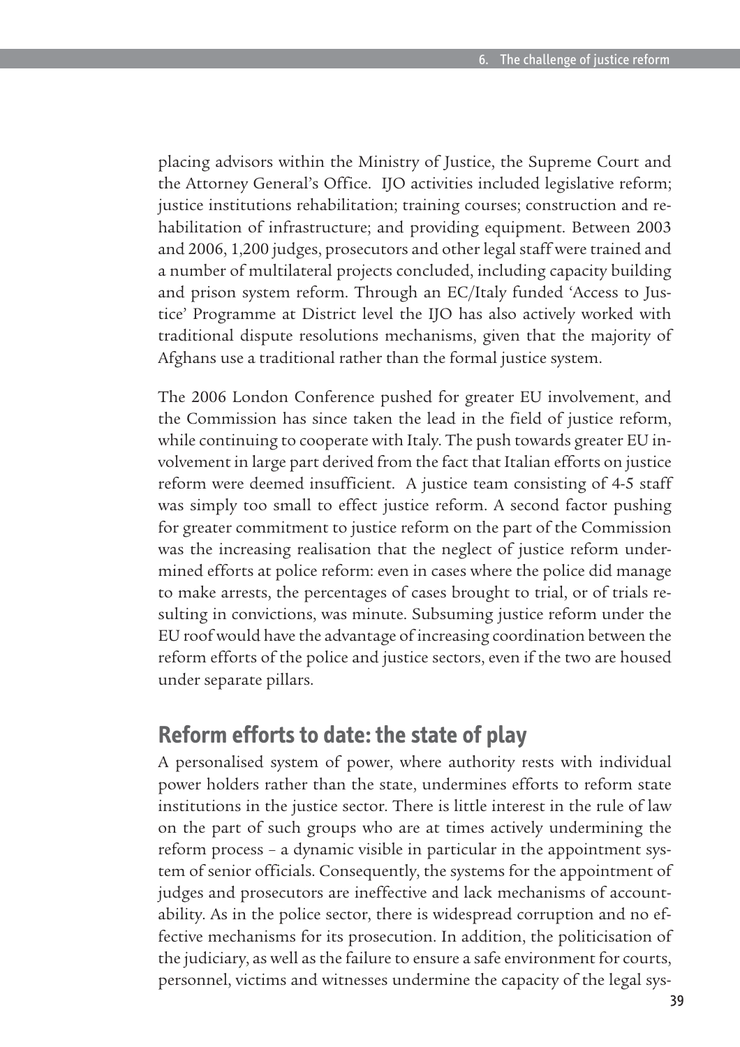placing advisors within the Ministry of Justice, the Supreme Court and the Attorney General's Office. IJO activities included legislative reform; justice institutions rehabilitation; training courses; construction and rehabilitation of infrastructure; and providing equipment. Between 2003 and 2006, 1,200 judges, prosecutors and other legal staff were trained and a number of multilateral projects concluded, including capacity building and prison system reform. Through an EC/Italy funded 'Access to Justice' Programme at District level the IJO has also actively worked with traditional dispute resolutions mechanisms, given that the majority of Afghans use a traditional rather than the formal justice system.

The 2006 London Conference pushed for greater EU involvement, and the Commission has since taken the lead in the field of justice reform, while continuing to cooperate with Italy. The push towards greater EU involvement in large part derived from the fact that Italian efforts on justice reform were deemed insufficient. A justice team consisting of 4-5 staff was simply too small to effect justice reform. A second factor pushing for greater commitment to justice reform on the part of the Commission was the increasing realisation that the neglect of justice reform undermined efforts at police reform: even in cases where the police did manage to make arrests, the percentages of cases brought to trial, or of trials resulting in convictions, was minute. Subsuming justice reform under the EU roof would have the advantage of increasing coordination between the reform efforts of the police and justice sectors, even if the two are housed under separate pillars.

## Reform efforts to date: the state of play

A personalised system of power, where authority rests with individual power holders rather than the state, undermines efforts to reform state institutions in the justice sector. There is little interest in the rule of law on the part of such groups who are at times actively undermining the reform process – a dynamic visible in particular in the appointment system of senior officials. Consequently, the systems for the appointment of judges and prosecutors are ineffective and lack mechanisms of accountability. As in the police sector, there is widespread corruption and no effective mechanisms for its prosecution. In addition, the politicisation of the judiciary, as well as the failure to ensure a safe environment for courts, personnel, victims and witnesses undermine the capacity of the legal sys-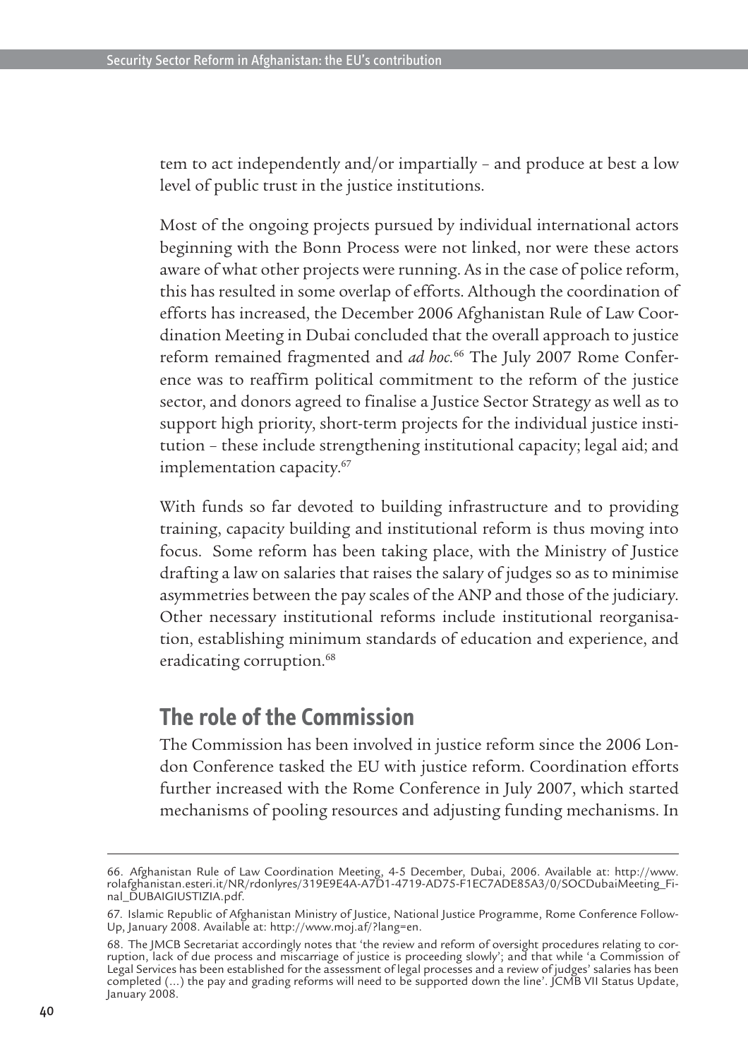tem to act independently and/or impartially – and produce at best a low level of public trust in the justice institutions.

Most of the ongoing projects pursued by individual international actors beginning with the Bonn Process were not linked, nor were these actors aware of what other projects were running. As in the case of police reform, this has resulted in some overlap of efforts. Although the coordination of efforts has increased, the December 2006 Afghanistan Rule of Law Coordination Meeting in Dubai concluded that the overall approach to justice reform remained fragmented and *ad hoc.*[66] The July 2007 Rome Conference was to reaffirm political commitment to the reform of the justice sector, and donors agreed to finalise a Justice Sector Strategy as well as to support high priority, short-term projects for the individual justice institution – these include strengthening institutional capacity; legal aid; and implementation capacity.[67]

With funds so far devoted to building infrastructure and to providing training, capacity building and institutional reform is thus moving into focus. Some reform has been taking place, with the Ministry of Justice drafting a law on salaries that raises the salary of judges so as to minimise asymmetries between the pay scales of the ANP and those of the judiciary. Other necessary institutional reforms include institutional reorganisation, establishing minimum standards of education and experience, and eradicating corruption.[68]

## The role of the Commission

The Commission has been involved in justice reform since the 2006 London Conference tasked the EU with justice reform. Coordination efforts further increased with the Rome Conference in July 2007, which started mechanisms of pooling resources and adjusting funding mechanisms. In

---

66. Afghanistan Rule of Law Coordination Meeting, 4-5 December, Dubai, 2006. Available at: http://www.rolafghanistan.esteri.it/NR/rdonlyres/319E9E4A-A7D1-4719-AD75-F1EC7ADE85A3/0/SOCDubaiMeeting_Final_DUBAIGIUSTIZIA.pdf.

67. Islamic Republic of Afghanistan Ministry of Justice, National Justice Programme, Rome Conference Follow-Up, January 2008. Available at: http://www.moj.af/?lang=en.

68. The JMCB Secretariat accordingly notes that 'the review and reform of oversight procedures relating to corruption, lack of due process and miscarriage of justice is proceeding slowly'; and that while 'a Commission of Legal Services has been established for the assessment of legal processes and a review of judges' salaries has been completed (…) the pay and grading reforms will need to be supported down the line'. JCMB VII Status Update, January 2008.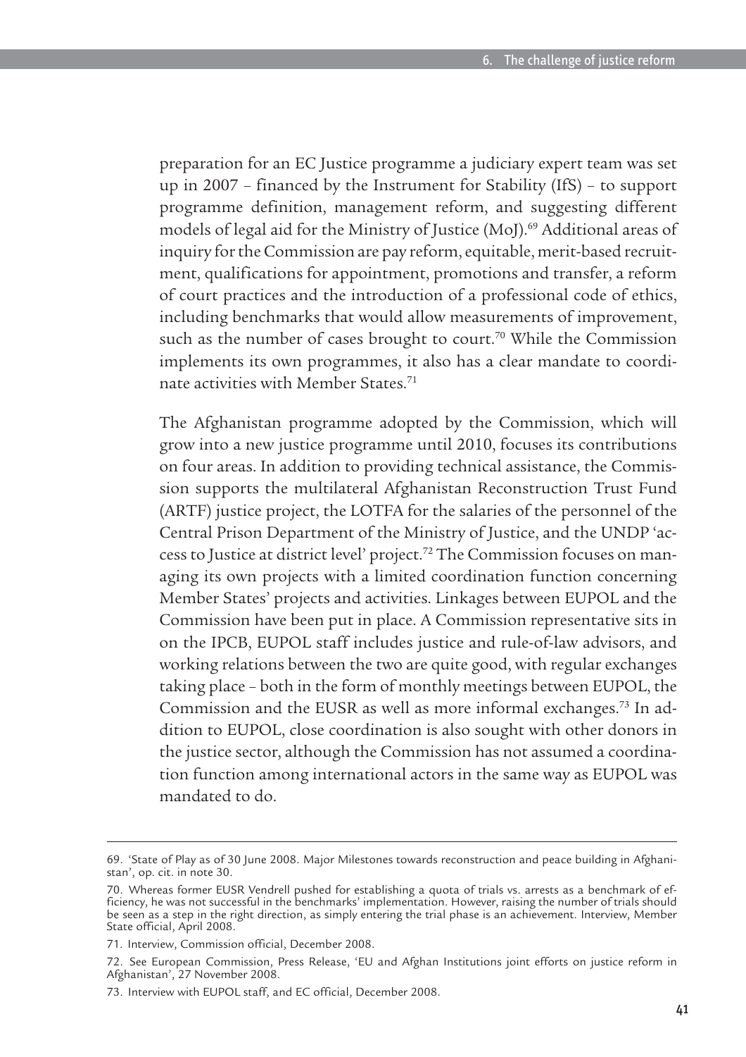preparation for an EC Justice programme a judiciary expert team was set up in 2007 – financed by the Instrument for Stability (IfS) – to support programme definition, management reform, and suggesting different models of legal aid for the Ministry of Justice (MoJ).[69] Additional areas of inquiry for the Commission are pay reform, equitable, merit-based recruitment, qualifications for appointment, promotions and transfer, a reform of court practices and the introduction of a professional code of ethics, including benchmarks that would allow measurements of improvement, such as the number of cases brought to court.[70] While the Commission implements its own programmes, it also has a clear mandate to coordinate activities with Member States.[71]

The Afghanistan programme adopted by the Commission, which will grow into a new justice programme until 2010, focuses its contributions on four areas. In addition to providing technical assistance, the Commission supports the multilateral Afghanistan Reconstruction Trust Fund (ARTF) justice project, the LOTFA for the salaries of the personnel of the Central Prison Department of the Ministry of Justice, and the UNDP 'access to Justice at district level' project.[72] The Commission focuses on managing its own projects with a limited coordination function concerning Member States' projects and activities. Linkages between EUPOL and the Commission have been put in place. A Commission representative sits in on the IPCB, EUPOL staff includes justice and rule-of-law advisors, and working relations between the two are quite good, with regular exchanges taking place – both in the form of monthly meetings between EUPOL, the Commission and the EUSR as well as more informal exchanges.[73] In addition to EUPOL, close coordination is also sought with other donors in the justice sector, although the Commission has not assumed a coordination function among international actors in the same way as EUPOL was mandated to do.

---

69. 'State of Play as of 30 June 2008. Major Milestones towards reconstruction and peace building in Afghanistan', op. cit. in note 30.

70. Whereas former EUSR Vendrell pushed for establishing a quota of trials vs. arrests as a benchmark of efficiency, he was not successful in the benchmarks' implementation. However, raising the number of trials should be seen as a step in the right direction, as simply entering the trial phase is an achievement. Interview, Member State official, April 2008.

71. Interview, Commission official, December 2008.

72. See European Commission, Press Release, 'EU and Afghan Institutions joint efforts on justice reform in Afghanistan', 27 November 2008.

73. Interview with EUPOL staff, and EC official, December 2008.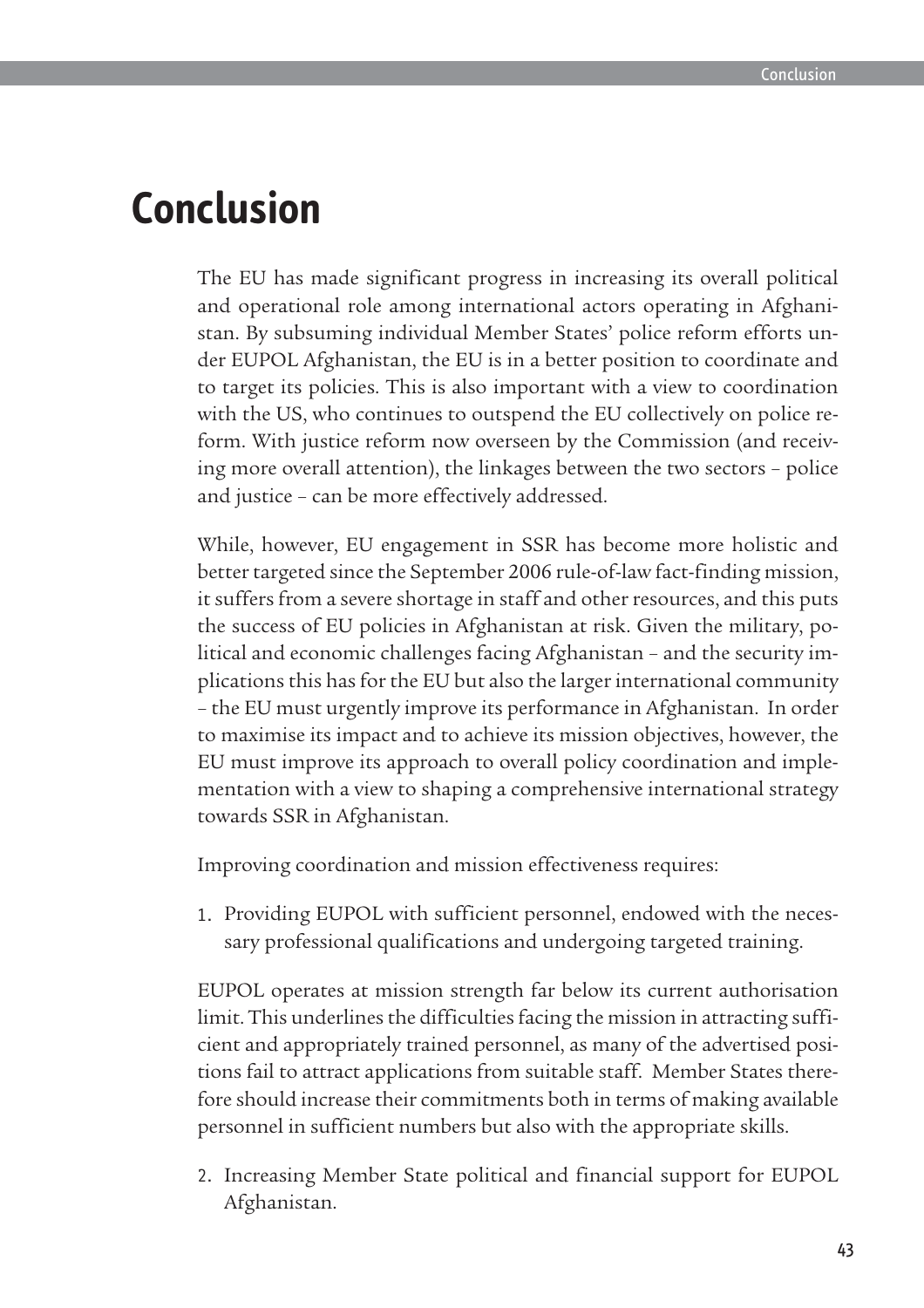# Conclusion

The EU has made significant progress in increasing its overall political and operational role among international actors operating in Afghanistan. By subsuming individual Member States' police reform efforts under EUPOL Afghanistan, the EU is in a better position to coordinate and to target its policies. This is also important with a view to coordination with the US, who continues to outspend the EU collectively on police reform. With justice reform now overseen by the Commission (and receiving more overall attention), the linkages between the two sectors – police and justice – can be more effectively addressed.

While, however, EU engagement in SSR has become more holistic and better targeted since the September 2006 rule-of-law fact-finding mission, it suffers from a severe shortage in staff and other resources, and this puts the success of EU policies in Afghanistan at risk. Given the military, political and economic challenges facing Afghanistan – and the security implications this has for the EU but also the larger international community – the EU must urgently improve its performance in Afghanistan. In order to maximise its impact and to achieve its mission objectives, however, the EU must improve its approach to overall policy coordination and implementation with a view to shaping a comprehensive international strategy towards SSR in Afghanistan.

Improving coordination and mission effectiveness requires:

1. Providing EUPOL with sufficient personnel, endowed with the necessary professional qualifications and undergoing targeted training.

EUPOL operates at mission strength far below its current authorisation limit. This underlines the difficulties facing the mission in attracting sufficient and appropriately trained personnel, as many of the advertised positions fail to attract applications from suitable staff. Member States therefore should increase their commitments both in terms of making available personnel in sufficient numbers but also with the appropriate skills.

2. Increasing Member State political and financial support for EUPOL Afghanistan.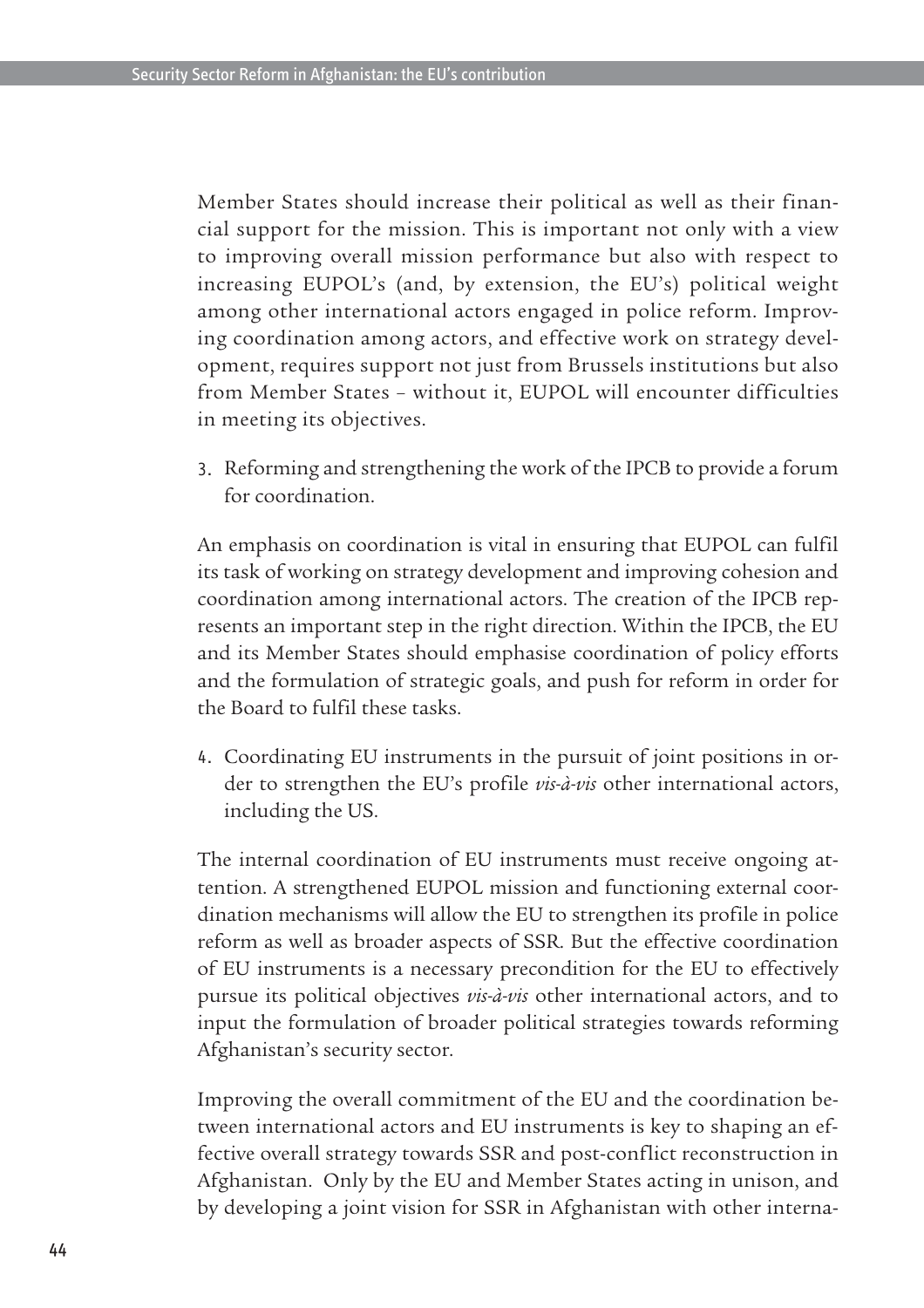Member States should increase their political as well as their financial support for the mission. This is important not only with a view to improving overall mission performance but also with respect to increasing EUPOL's (and, by extension, the EU's) political weight among other international actors engaged in police reform. Improving coordination among actors, and effective work on strategy development, requires support not just from Brussels institutions but also from Member States – without it, EUPOL will encounter difficulties in meeting its objectives.

3. Reforming and strengthening the work of the IPCB to provide a forum for coordination.

An emphasis on coordination is vital in ensuring that EUPOL can fulfil its task of working on strategy development and improving cohesion and coordination among international actors. The creation of the IPCB represents an important step in the right direction. Within the IPCB, the EU and its Member States should emphasise coordination of policy efforts and the formulation of strategic goals, and push for reform in order for the Board to fulfil these tasks.

4. Coordinating EU instruments in the pursuit of joint positions in order to strengthen the EU's profile *vis-à-vis* other international actors, including the US.

The internal coordination of EU instruments must receive ongoing attention. A strengthened EUPOL mission and functioning external coordination mechanisms will allow the EU to strengthen its profile in police reform as well as broader aspects of SSR. But the effective coordination of EU instruments is a necessary precondition for the EU to effectively pursue its political objectives *vis-à-vis* other international actors, and to input the formulation of broader political strategies towards reforming Afghanistan's security sector.

Improving the overall commitment of the EU and the coordination between international actors and EU instruments is key to shaping an effective overall strategy towards SSR and post-conflict reconstruction in Afghanistan. Only by the EU and Member States acting in unison, and by developing a joint vision for SSR in Afghanistan with other interna-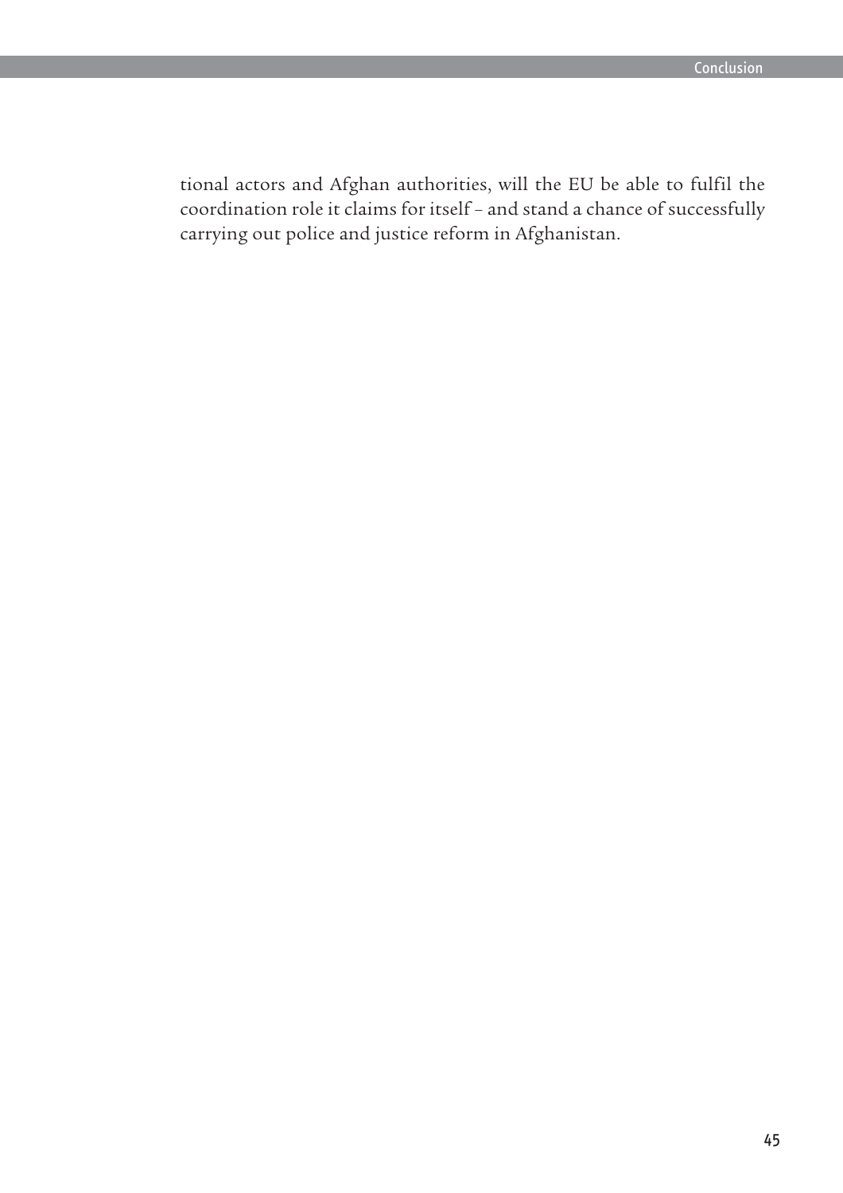tional actors and Afghan authorities, will the EU be able to fulfil the coordination role it claims for itself – and stand a chance of successfully carrying out police and justice reform in Afghanistan.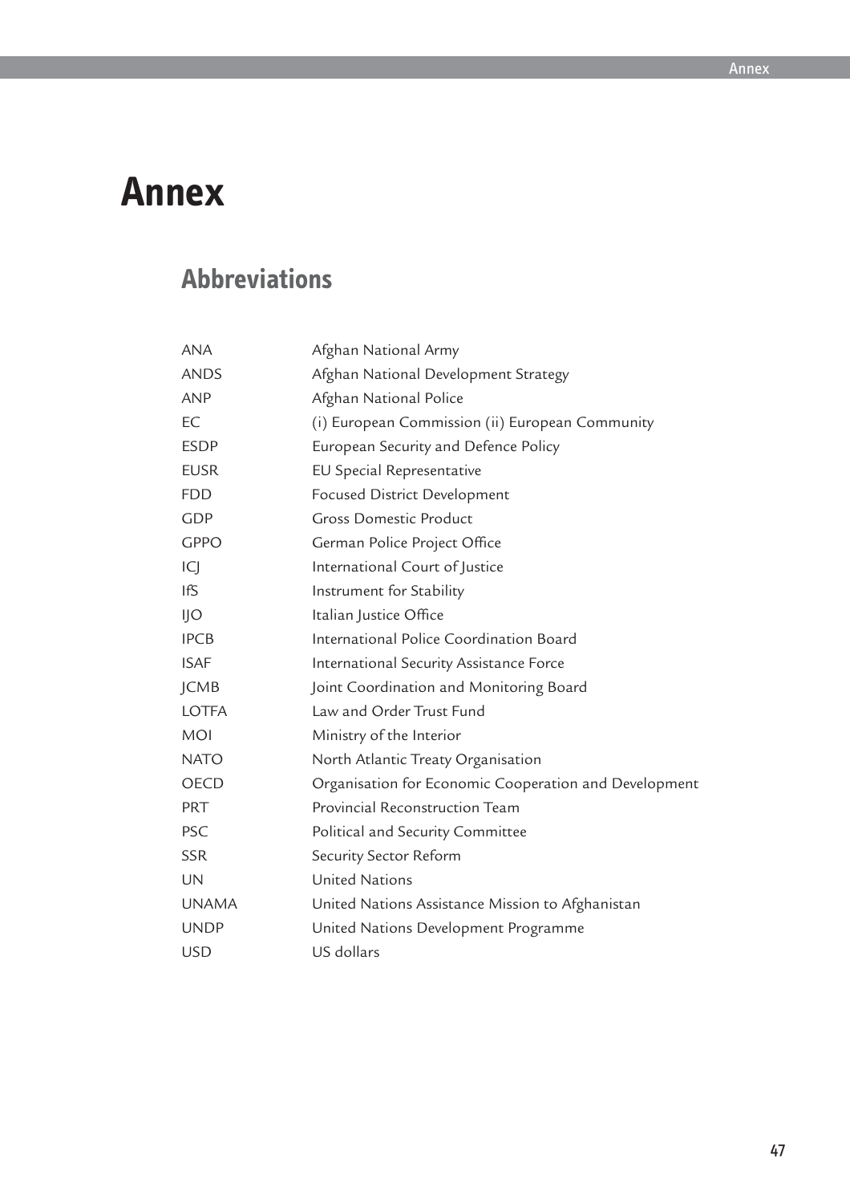# Annex

## Abbreviations

| | |
|---|---|
| ANA | Afghan National Army |
| ANDS | Afghan National Development Strategy |
| ANP | Afghan National Police |
| EC | (i) European Commission (ii) European Community |
| ESDP | European Security and Defence Policy |
| EUSR | EU Special Representative |
| FDD | Focused District Development |
| GDP | Gross Domestic Product |
| GPPO | German Police Project Office |
| ICJ | International Court of Justice |
| IfS | Instrument for Stability |
| IJO | Italian Justice Office |
| IPCB | International Police Coordination Board |
| ISAF | International Security Assistance Force |
| JCMB | Joint Coordination and Monitoring Board |
| LOTFA | Law and Order Trust Fund |
| MOI | Ministry of the Interior |
| NATO | North Atlantic Treaty Organisation |
| OECD | Organisation for Economic Cooperation and Development |
| PRT | Provincial Reconstruction Team |
| PSC | Political and Security Committee |
| SSR | Security Sector Reform |
| UN | United Nations |
| UNAMA | United Nations Assistance Mission to Afghanistan |
| UNDP | United Nations Development Programme |
| USD | US dollars |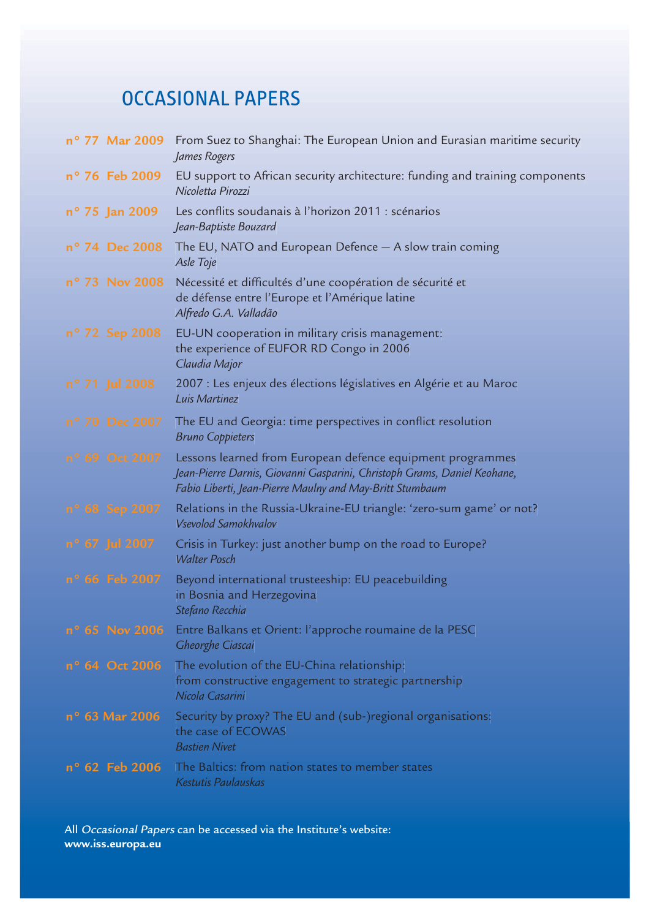# OCCASIONAL PAPERS

**n° 77 Mar 2009** From Suez to Shanghai: The European Union and Eurasian maritime security
*James Rogers*

**n° 76 Feb 2009** EU support to African security architecture: funding and training components
*Nicoletta Pirozzi*

**n° 75 Jan 2009** Les conflits soudanais à l'horizon 2011 : scénarios
*Jean-Baptiste Bouzard*

**n° 74 Dec 2008** The EU, NATO and European Defence — A slow train coming
*Asle Toje*

**n° 73 Nov 2008** Nécessité et difficultés d'une coopération de sécurité et de défense entre l'Europe et l'Amérique latine
*Alfredo G.A. Valladão*

**n° 72 Sep 2008** EU-UN cooperation in military crisis management: the experience of EUFOR RD Congo in 2006
*Claudia Major*

**n° 71 Jul 2008** 2007 : Les enjeux des élections législatives en Algérie et au Maroc
*Luis Martinez*

**n° 70 Dec 2007** The EU and Georgia: time perspectives in conflict resolution
*Bruno Coppieters*

**n° 69 Oct 2007** Lessons learned from European defence equipment programmes
*Jean-Pierre Darnis, Giovanni Gasparini, Christoph Grams, Daniel Keohane, Fabio Liberti, Jean-Pierre Maulny and May-Britt Stumbaum*

**n° 68 Sep 2007** Relations in the Russia-Ukraine-EU triangle: 'zero-sum game' or not?
*Vsevolod Samokhvalov*

**n° 67 Jul 2007** Crisis in Turkey: just another bump on the road to Europe?
*Walter Posch*

**n° 66 Feb 2007** Beyond international trusteeship: EU peacebuilding in Bosnia and Herzegovina
*Stefano Recchia*

**n° 65 Nov 2006** Entre Balkans et Orient: l'approche roumaine de la PESC
*Gheorghe Ciascai*

**n° 64 Oct 2006** The evolution of the EU-China relationship: from constructive engagement to strategic partnership
*Nicola Casarini*

**n° 63 Mar 2006** Security by proxy? The EU and (sub-)regional organisations: the case of ECOWAS
*Bastien Nivet*

**n° 62 Feb 2006** The Baltics: from nation states to member states
*Kestutis Paulauskas*

All *Occasional Papers* can be accessed via the Institute's website:
**www.iss.europa.eu**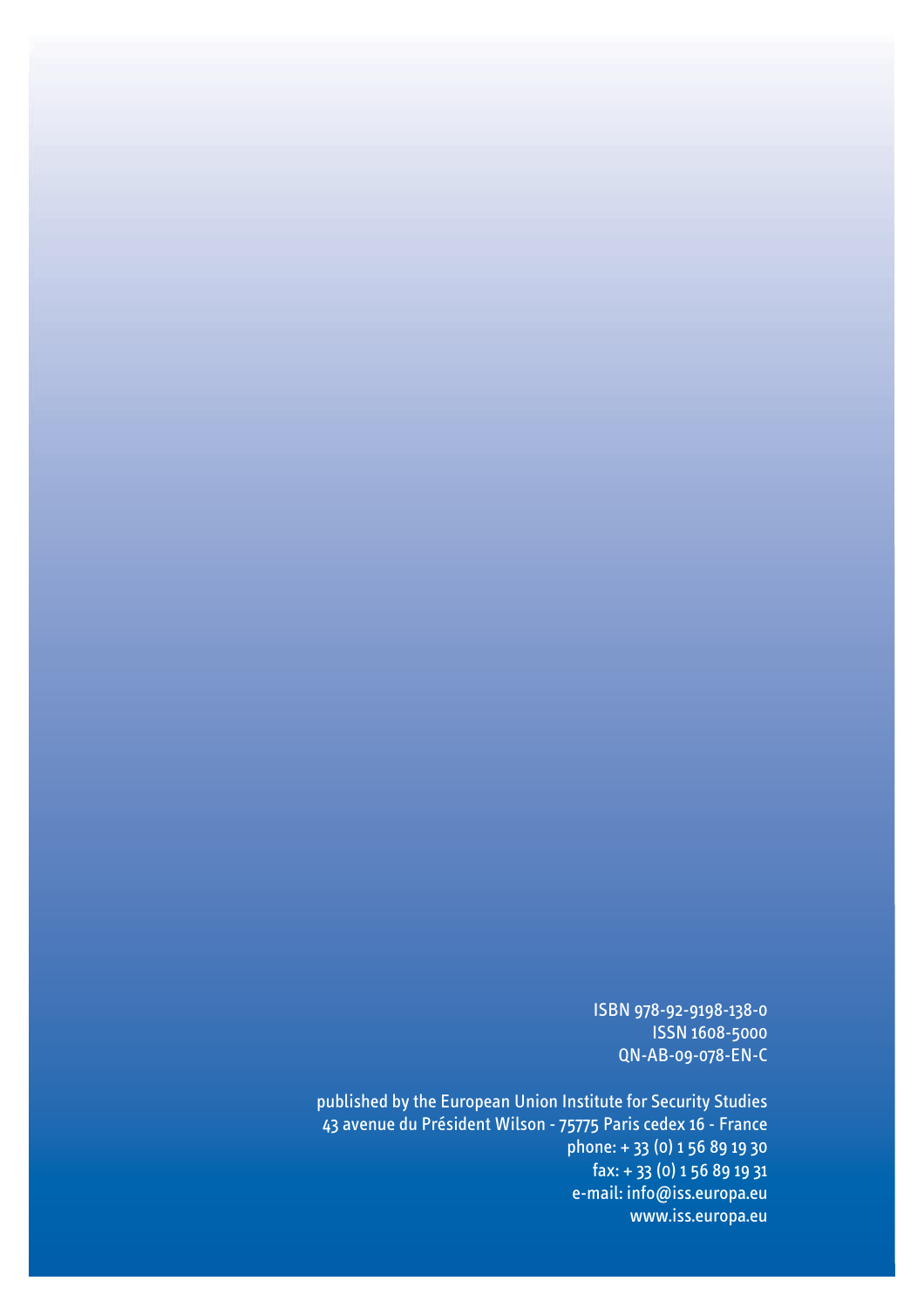ISBN 978-92-9198-138-0
ISSN 1608-5000
QN-AB-09-078-EN-C

published by the European Union Institute for Security Studies
43 avenue du Président Wilson - 75775 Paris cedex 16 - France
phone: + 33 (0) 1 56 89 19 30
fax: + 33 (0) 1 56 89 19 31
e-mail: info@iss.europa.eu
www.iss.europa.eu